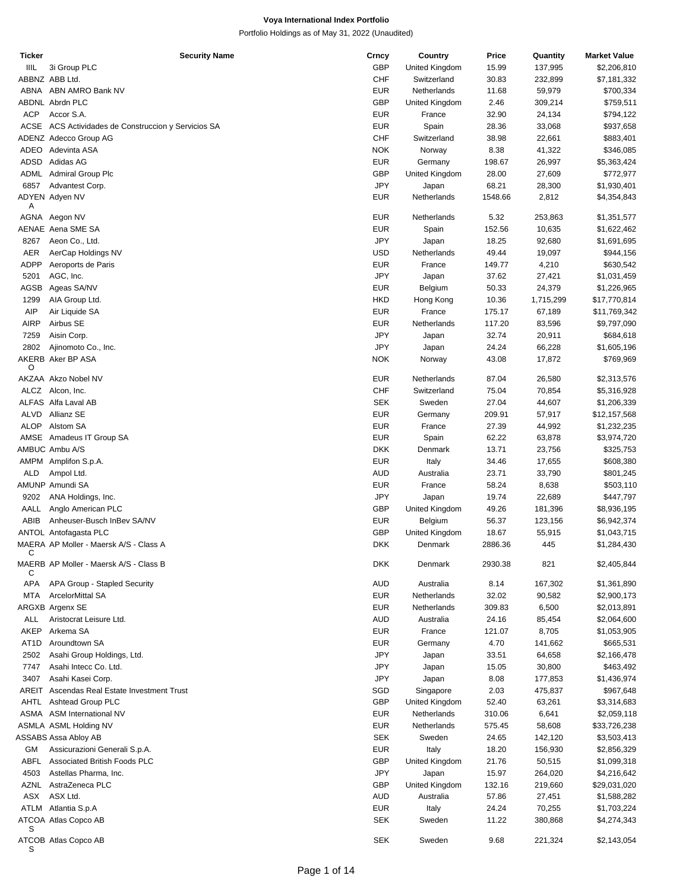# Voya International Index Portfolio

Portfolio Holdings as of May 31, 2022 (Unaudited)

| Ticker | Security Name | Crncy | Country | Price | Quantity | Market Value |
|---|---|---|---|---|---|---|
| IIIL | 3i Group PLC | GBP | United Kingdom | 15.99 | 137,995 | $2,206,810 |
| ABBNZ | ABB Ltd. | CHF | Switzerland | 30.83 | 232,899 | $7,181,332 |
| ABNA | ABN AMRO Bank NV | EUR | Netherlands | 11.68 | 59,979 | $700,334 |
| ABDNL | Abrdn PLC | GBP | United Kingdom | 2.46 | 309,214 | $759,511 |
| ACP | Accor S.A. | EUR | France | 32.90 | 24,134 | $794,122 |
| ACSE | ACS Actividades de Construccion y Servicios SA | EUR | Spain | 28.36 | 33,068 | $937,658 |
| ADENZ | Adecco Group AG | CHF | Switzerland | 38.98 | 22,661 | $883,401 |
| ADEO | Adevinta ASA | NOK | Norway | 8.38 | 41,322 | $346,085 |
| ADSD | Adidas AG | EUR | Germany | 198.67 | 26,997 | $5,363,424 |
| ADML | Admiral Group Plc | GBP | United Kingdom | 28.00 | 27,609 | $772,977 |
| 6857 | Advantest Corp. | JPY | Japan | 68.21 | 28,300 | $1,930,401 |
| ADYENA | Adyen NV | EUR | Netherlands | 1548.66 | 2,812 | $4,354,843 |
| AGNA | Aegon NV | EUR | Netherlands | 5.32 | 253,863 | $1,351,577 |
| AENAE | Aena SME SA | EUR | Spain | 152.56 | 10,635 | $1,622,462 |
| 8267 | Aeon Co., Ltd. | JPY | Japan | 18.25 | 92,680 | $1,691,695 |
| AER | AerCap Holdings NV | USD | Netherlands | 49.44 | 19,097 | $944,156 |
| ADPP | Aeroports de Paris | EUR | France | 149.77 | 4,210 | $630,542 |
| 5201 | AGC, Inc. | JPY | Japan | 37.62 | 27,421 | $1,031,459 |
| AGSB | Ageas SA/NV | EUR | Belgium | 50.33 | 24,379 | $1,226,965 |
| 1299 | AIA Group Ltd. | HKD | Hong Kong | 10.36 | 1,715,299 | $17,770,814 |
| AIP | Air Liquide SA | EUR | France | 175.17 | 67,189 | $11,769,342 |
| AIRP | Airbus SE | EUR | Netherlands | 117.20 | 83,596 | $9,797,090 |
| 7259 | Aisin Corp. | JPY | Japan | 32.74 | 20,911 | $684,618 |
| 2802 | Ajinomoto Co., Inc. | JPY | Japan | 24.24 | 66,228 | $1,605,196 |
| AKERBO | Aker BP ASA | NOK | Norway | 43.08 | 17,872 | $769,969 |
| AKZAA | Akzo Nobel NV | EUR | Netherlands | 87.04 | 26,580 | $2,313,576 |
| ALCZ | Alcon, Inc. | CHF | Switzerland | 75.04 | 70,854 | $5,316,928 |
| ALFAS | Alfa Laval AB | SEK | Sweden | 27.04 | 44,607 | $1,206,339 |
| ALVD | Allianz SE | EUR | Germany | 209.91 | 57,917 | $12,157,568 |
| ALOP | Alstom SA | EUR | France | 27.39 | 44,992 | $1,232,235 |
| AMSE | Amadeus IT Group SA | EUR | Spain | 62.22 | 63,878 | $3,974,720 |
| AMBUC | Ambu A/S | DKK | Denmark | 13.71 | 23,756 | $325,753 |
| AMPM | Amplifon S.p.A. | EUR | Italy | 34.46 | 17,655 | $608,380 |
| ALD | Ampol Ltd. | AUD | Australia | 23.71 | 33,790 | $801,245 |
| AMUNP | Amundi SA | EUR | France | 58.24 | 8,638 | $503,110 |
| 9202 | ANA Holdings, Inc. | JPY | Japan | 19.74 | 22,689 | $447,797 |
| AALL | Anglo American PLC | GBP | United Kingdom | 49.26 | 181,396 | $8,936,195 |
| ABIB | Anheuser-Busch InBev SA/NV | EUR | Belgium | 56.37 | 123,156 | $6,942,374 |
| ANTOL | Antofagasta PLC | GBP | United Kingdom | 18.67 | 55,915 | $1,043,715 |
| MAERAC | AP Moller - Maersk A/S - Class A | DKK | Denmark | 2886.36 | 445 | $1,284,430 |
| MAERBC | AP Moller - Maersk A/S - Class B | DKK | Denmark | 2930.38 | 821 | $2,405,844 |
| APA | APA Group - Stapled Security | AUD | Australia | 8.14 | 167,302 | $1,361,890 |
| MTA | ArcelorMittal SA | EUR | Netherlands | 32.02 | 90,582 | $2,900,173 |
| ARGXB | Argenx SE | EUR | Netherlands | 309.83 | 6,500 | $2,013,891 |
| ALL | Aristocrat Leisure Ltd. | AUD | Australia | 24.16 | 85,454 | $2,064,600 |
| AKEP | Arkema SA | EUR | France | 121.07 | 8,705 | $1,053,905 |
| AT1D | Aroundtown SA | EUR | Germany | 4.70 | 141,662 | $665,531 |
| 2502 | Asahi Group Holdings, Ltd. | JPY | Japan | 33.51 | 64,658 | $2,166,478 |
| 7747 | Asahi Intecc Co. Ltd. | JPY | Japan | 15.05 | 30,800 | $463,492 |
| 3407 | Asahi Kasei Corp. | JPY | Japan | 8.08 | 177,853 | $1,436,974 |
| AREIT | Ascendas Real Estate Investment Trust | SGD | Singapore | 2.03 | 475,837 | $967,648 |
| AHTL | Ashtead Group PLC | GBP | United Kingdom | 52.40 | 63,261 | $3,314,683 |
| ASMA | ASM International NV | EUR | Netherlands | 310.06 | 6,641 | $2,059,118 |
| ASMLA | ASML Holding NV | EUR | Netherlands | 575.45 | 58,608 | $33,726,238 |
| ASSABS | Assa Abloy AB | SEK | Sweden | 24.65 | 142,120 | $3,503,413 |
| GM | Assicurazioni Generali S.p.A. | EUR | Italy | 18.20 | 156,930 | $2,856,329 |
| ABFL | Associated British Foods PLC | GBP | United Kingdom | 21.76 | 50,515 | $1,099,318 |
| 4503 | Astellas Pharma, Inc. | JPY | Japan | 15.97 | 264,020 | $4,216,642 |
| AZNL | AstraZeneca PLC | GBP | United Kingdom | 132.16 | 219,660 | $29,031,020 |
| ASX | ASX Ltd. | AUD | Australia | 57.86 | 27,451 | $1,588,282 |
| ATLM | Atlantia S.p.A | EUR | Italy | 24.24 | 70,255 | $1,703,224 |
| ATCOAS | Atlas Copco AB | SEK | Sweden | 11.22 | 380,868 | $4,274,343 |
| ATCOBS | Atlas Copco AB | SEK | Sweden | 9.68 | 221,324 | $2,143,054 |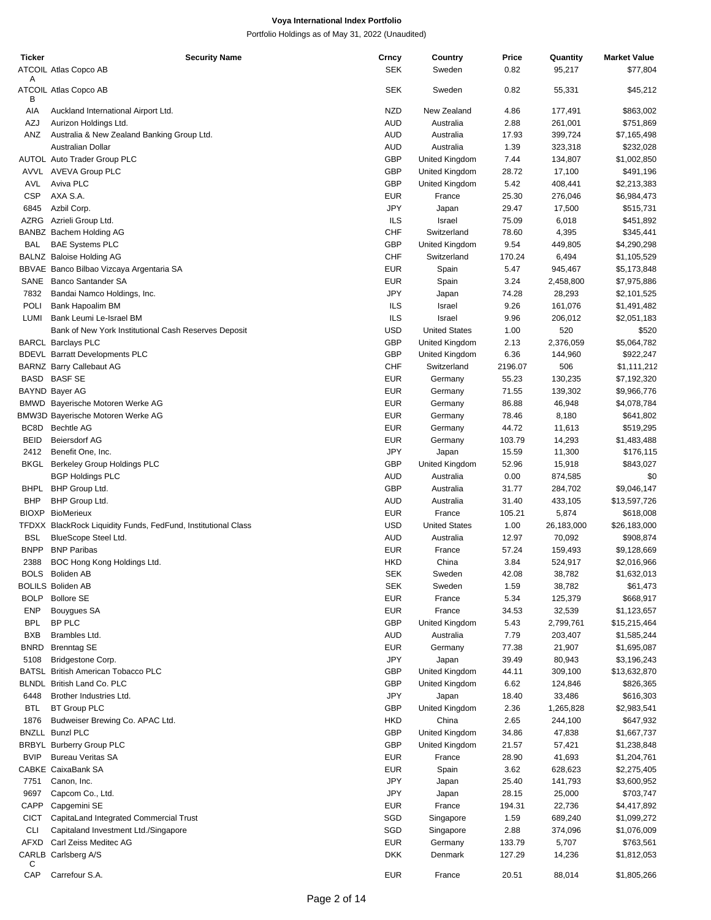**Voya International Index Portfolio**

Portfolio Holdings as of May 31, 2022 (Unaudited)

| Ticker | Security Name | Crncy | Country | Price | Quantity | Market Value |
|---|---|---|---|---|---|---|
| ATCOILA | Atlas Copco AB | SEK | Sweden | 0.82 | 95,217 | $77,804 |
| ATCOILB | Atlas Copco AB | SEK | Sweden | 0.82 | 55,331 | $45,212 |
| AIA | Auckland International Airport Ltd. | NZD | New Zealand | 4.86 | 177,491 | $863,002 |
| AZJ | Aurizon Holdings Ltd. | AUD | Australia | 2.88 | 261,001 | $751,869 |
| ANZ | Australia & New Zealand Banking Group Ltd. | AUD | Australia | 17.93 | 399,724 | $7,165,498 |
| | Australian Dollar | AUD | Australia | 1.39 | 323,318 | $232,028 |
| AUTOL | Auto Trader Group PLC | GBP | United Kingdom | 7.44 | 134,807 | $1,002,850 |
| AVVL | AVEVA Group PLC | GBP | United Kingdom | 28.72 | 17,100 | $491,196 |
| AVL | Aviva PLC | GBP | United Kingdom | 5.42 | 408,441 | $2,213,383 |
| CSP | AXA S.A. | EUR | France | 25.30 | 276,046 | $6,984,473 |
| 6845 | Azbil Corp. | JPY | Japan | 29.47 | 17,500 | $515,731 |
| AZRG | Azrieli Group Ltd. | ILS | Israel | 75.09 | 6,018 | $451,892 |
| BANBZ | Bachem Holding AG | CHF | Switzerland | 78.60 | 4,395 | $345,441 |
| BAL | BAE Systems PLC | GBP | United Kingdom | 9.54 | 449,805 | $4,290,298 |
| BALNZ | Baloise Holding AG | CHF | Switzerland | 170.24 | 6,494 | $1,105,529 |
| BBVAE | Banco Bilbao Vizcaya Argentaria SA | EUR | Spain | 5.47 | 945,467 | $5,173,848 |
| SANE | Banco Santander SA | EUR | Spain | 3.24 | 2,458,800 | $7,975,886 |
| 7832 | Bandai Namco Holdings, Inc. | JPY | Japan | 74.28 | 28,293 | $2,101,525 |
| POLI | Bank Hapoalim BM | ILS | Israel | 9.26 | 161,076 | $1,491,482 |
| LUMI | Bank Leumi Le-Israel BM | ILS | Israel | 9.96 | 206,012 | $2,051,183 |
| | Bank of New York Institutional Cash Reserves Deposit | USD | United States | 1.00 | 520 | $520 |
| BARCL | Barclays PLC | GBP | United Kingdom | 2.13 | 2,376,059 | $5,064,782 |
| BDEVL | Barratt Developments PLC | GBP | United Kingdom | 6.36 | 144,960 | $922,247 |
| BARNZ | Barry Callebaut AG | CHF | Switzerland | 2196.07 | 506 | $1,111,212 |
| BASD | BASF SE | EUR | Germany | 55.23 | 130,235 | $7,192,320 |
| BAYND | Bayer AG | EUR | Germany | 71.55 | 139,302 | $9,966,776 |
| BMWD | Bayerische Motoren Werke AG | EUR | Germany | 86.88 | 46,948 | $4,078,784 |
| BMW3D | Bayerische Motoren Werke AG | EUR | Germany | 78.46 | 8,180 | $641,802 |
| BC8D | Bechtle AG | EUR | Germany | 44.72 | 11,613 | $519,295 |
| BEID | Beiersdorf AG | EUR | Germany | 103.79 | 14,293 | $1,483,488 |
| 2412 | Benefit One, Inc. | JPY | Japan | 15.59 | 11,300 | $176,115 |
| BKGL | Berkeley Group Holdings PLC | GBP | United Kingdom | 52.96 | 15,918 | $843,027 |
| | BGP Holdings PLC | AUD | Australia | 0.00 | 874,585 | $0 |
| BHPL | BHP Group Ltd. | GBP | Australia | 31.77 | 284,702 | $9,046,147 |
| BHP | BHP Group Ltd. | AUD | Australia | 31.40 | 433,105 | $13,597,726 |
| BIOXP | BioMerieux | EUR | France | 105.21 | 5,874 | $618,008 |
| TFDXX | BlackRock Liquidity Funds, FedFund, Institutional Class | USD | United States | 1.00 | 26,183,000 | $26,183,000 |
| BSL | BlueScope Steel Ltd. | AUD | Australia | 12.97 | 70,092 | $908,874 |
| BNPP | BNP Paribas | EUR | France | 57.24 | 159,493 | $9,128,669 |
| 2388 | BOC Hong Kong Holdings Ltd. | HKD | China | 3.84 | 524,917 | $2,016,966 |
| BOLS | Boliden AB | SEK | Sweden | 42.08 | 38,782 | $1,632,013 |
| BOLILS | Boliden AB | SEK | Sweden | 1.59 | 38,782 | $61,473 |
| BOLP | Bollore SE | EUR | France | 5.34 | 125,379 | $668,917 |
| ENP | Bouygues SA | EUR | France | 34.53 | 32,539 | $1,123,657 |
| BPL | BP PLC | GBP | United Kingdom | 5.43 | 2,799,761 | $15,215,464 |
| BXB | Brambles Ltd. | AUD | Australia | 7.79 | 203,407 | $1,585,244 |
| BNRD | Brenntag SE | EUR | Germany | 77.38 | 21,907 | $1,695,087 |
| 5108 | Bridgestone Corp. | JPY | Japan | 39.49 | 80,943 | $3,196,243 |
| BATSL | British American Tobacco PLC | GBP | United Kingdom | 44.11 | 309,100 | $13,632,870 |
| BLNDL | British Land Co. PLC | GBP | United Kingdom | 6.62 | 124,846 | $826,365 |
| 6448 | Brother Industries Ltd. | JPY | Japan | 18.40 | 33,486 | $616,303 |
| BTL | BT Group PLC | GBP | United Kingdom | 2.36 | 1,265,828 | $2,983,541 |
| 1876 | Budweiser Brewing Co. APAC Ltd. | HKD | China | 2.65 | 244,100 | $647,932 |
| BNZLL | Bunzl PLC | GBP | United Kingdom | 34.86 | 47,838 | $1,667,737 |
| BRBYL | Burberry Group PLC | GBP | United Kingdom | 21.57 | 57,421 | $1,238,848 |
| BVIP | Bureau Veritas SA | EUR | France | 28.90 | 41,693 | $1,204,761 |
| CABKE | CaixaBank SA | EUR | Spain | 3.62 | 628,623 | $2,275,405 |
| 7751 | Canon, Inc. | JPY | Japan | 25.40 | 141,793 | $3,600,952 |
| 9697 | Capcom Co., Ltd. | JPY | Japan | 28.15 | 25,000 | $703,747 |
| CAPP | Capgemini SE | EUR | France | 194.31 | 22,736 | $4,417,892 |
| CICT | CapitaLand Integrated Commercial Trust | SGD | Singapore | 1.59 | 689,240 | $1,099,272 |
| CLI | Capitaland Investment Ltd./Singapore | SGD | Singapore | 2.88 | 374,096 | $1,076,009 |
| AFXD | Carl Zeiss Meditec AG | EUR | Germany | 133.79 | 5,707 | $763,561 |
| CARLBC | Carlsberg A/S | DKK | Denmark | 127.29 | 14,236 | $1,812,053 |
| CAP | Carrefour S.A. | EUR | France | 20.51 | 88,014 | $1,805,266 |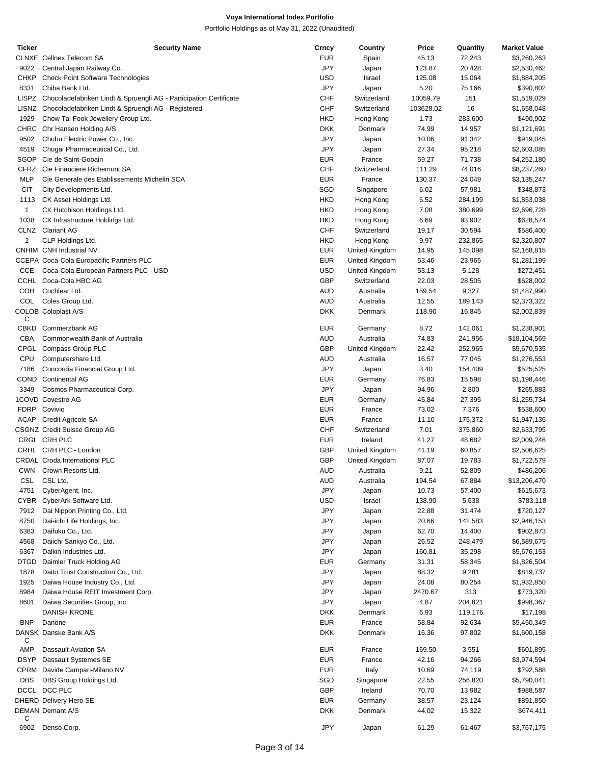**Voya International Index Portfolio**

Portfolio Holdings as of May 31, 2022 (Unaudited)

| Ticker | Security Name | Crncy | Country | Price | Quantity | Market Value |
|---|---|---|---|---|---|---|
| CLNXE | Cellnex Telecom SA | EUR | Spain | 45.13 | 72,243 | $3,260,263 |
| 9022 | Central Japan Railway Co. | JPY | Japan | 123.87 | 20,428 | $2,530,462 |
| CHKP | Check Point Software Technologies | USD | Israel | 125.08 | 15,064 | $1,884,205 |
| 8331 | Chiba Bank Ltd. | JPY | Japan | 5.20 | 75,166 | $390,802 |
| LISPZ | Chocoladefabriken Lindt & Spruengli AG - Participation Certificate | CHF | Switzerland | 10059.79 | 151 | $1,519,029 |
| LISNZ | Chocoladefabriken Lindt & Spruengli AG - Registered | CHF | Switzerland | 103628.02 | 16 | $1,658,048 |
| 1929 | Chow Tai Fook Jewellery Group Ltd. | HKD | Hong Kong | 1.73 | 283,600 | $490,902 |
| CHRC | Chr Hansen Holding A/S | DKK | Denmark | 74.99 | 14,957 | $1,121,691 |
| 9502 | Chubu Electric Power Co., Inc. | JPY | Japan | 10.06 | 91,342 | $919,045 |
| 4519 | Chugai Pharmaceutical Co., Ltd. | JPY | Japan | 27.34 | 95,218 | $2,603,085 |
| SGOP | Cie de Saint-Gobain | EUR | France | 59.27 | 71,738 | $4,252,180 |
| CFRZ | Cie Financiere Richemont SA | CHF | Switzerland | 111.29 | 74,016 | $8,237,260 |
| MLP | Cie Generale des Etablissements Michelin SCA | EUR | France | 130.37 | 24,049 | $3,135,247 |
| CIT | City Developments Ltd. | SGD | Singapore | 6.02 | 57,981 | $348,873 |
| 1113 | CK Asset Holdings Ltd. | HKD | Hong Kong | 6.52 | 284,199 | $1,853,038 |
| 1 | CK Hutchison Holdings Ltd. | HKD | Hong Kong | 7.08 | 380,699 | $2,696,728 |
| 1038 | CK Infrastructure Holdings Ltd. | HKD | Hong Kong | 6.69 | 93,902 | $628,574 |
| CLNZ | Clariant AG | CHF | Switzerland | 19.17 | 30,594 | $586,400 |
| 2 | CLP Holdings Ltd. | HKD | Hong Kong | 9.97 | 232,865 | $2,320,807 |
| CNHIM | CNH Industrial NV | EUR | United Kingdom | 14.95 | 145,098 | $2,168,815 |
| CCEPA | Coca-Cola Europacific Partners PLC | EUR | United Kingdom | 53.46 | 23,965 | $1,281,199 |
| CCE | Coca-Cola European Partners PLC - USD | USD | United Kingdom | 53.13 | 5,128 | $272,451 |
| CCHL | Coca-Cola HBC AG | GBP | Switzerland | 22.03 | 28,505 | $628,002 |
| COH | Cochlear Ltd. | AUD | Australia | 159.54 | 9,327 | $1,487,990 |
| COL | Coles Group Ltd. | AUD | Australia | 12.55 | 189,143 | $2,373,322 |
| COLOBC | Coloplast A/S | DKK | Denmark | 118.90 | 16,845 | $2,002,839 |
| CBKD | Commerzbank AG | EUR | Germany | 8.72 | 142,061 | $1,238,901 |
| CBA | Commonwealth Bank of Australia | AUD | Australia | 74.83 | 241,956 | $18,104,569 |
| CPGL | Compass Group PLC | GBP | United Kingdom | 22.42 | 252,965 | $5,670,535 |
| CPU | Computershare Ltd. | AUD | Australia | 16.57 | 77,045 | $1,276,553 |
| 7186 | Concordia Financial Group Ltd. | JPY | Japan | 3.40 | 154,409 | $525,525 |
| COND | Continental AG | EUR | Germany | 76.83 | 15,598 | $1,198,446 |
| 3349 | Cosmos Pharmaceutical Corp. | JPY | Japan | 94.96 | 2,800 | $265,883 |
| 1COVD | Covestro AG | EUR | Germany | 45.84 | 27,395 | $1,255,734 |
| FDRP | Covivio | EUR | France | 73.02 | 7,376 | $538,600 |
| ACAP | Credit Agricole SA | EUR | France | 11.10 | 175,372 | $1,947,136 |
| CSGNZ | Credit Suisse Group AG | CHF | Switzerland | 7.01 | 375,860 | $2,633,795 |
| CRGI | CRH PLC | EUR | Ireland | 41.27 | 48,682 | $2,009,246 |
| CRHL | CRH PLC - London | GBP | United Kingdom | 41.19 | 60,857 | $2,506,625 |
| CRDAL | Croda International PLC | GBP | United Kingdom | 87.07 | 19,783 | $1,722,579 |
| CWN | Crown Resorts Ltd. | AUD | Australia | 9.21 | 52,809 | $486,206 |
| CSL | CSL Ltd. | AUD | Australia | 194.54 | 67,884 | $13,206,470 |
| 4751 | CyberAgent, Inc. | JPY | Japan | 10.73 | 57,400 | $615,673 |
| CYBR | CyberArk Software Ltd. | USD | Israel | 138.90 | 5,638 | $783,118 |
| 7912 | Dai Nippon Printing Co., Ltd. | JPY | Japan | 22.88 | 31,474 | $720,127 |
| 8750 | Dai-ichi Life Holdings, Inc. | JPY | Japan | 20.66 | 142,583 | $2,946,153 |
| 6383 | Daifuku Co., Ltd. | JPY | Japan | 62.70 | 14,400 | $902,873 |
| 4568 | Daiichi Sankyo Co., Ltd. | JPY | Japan | 26.52 | 248,479 | $6,589,675 |
| 6367 | Daikin Industries Ltd. | JPY | Japan | 160.81 | 35,298 | $5,676,153 |
| DTGD | Daimler Truck Holding AG | EUR | Germany | 31.31 | 58,345 | $1,826,504 |
| 1878 | Daito Trust Construction Co., Ltd. | JPY | Japan | 88.32 | 9,281 | $819,737 |
| 1925 | Daiwa House Industry Co., Ltd. | JPY | Japan | 24.08 | 80,254 | $1,932,850 |
| 8984 | Daiwa House REIT Investment Corp. | JPY | Japan | 2470.67 | 313 | $773,320 |
| 8601 | Daiwa Securities Group, Inc. | JPY | Japan | 4.87 | 204,821 | $998,367 |
|  | DANISH KRONE | DKK | Denmark | 6.93 | 119,176 | $17,198 |
| BNP | Danone | EUR | France | 58.84 | 92,634 | $5,450,349 |
| DANSKC | Danske Bank A/S | DKK | Denmark | 16.36 | 97,802 | $1,600,158 |
| AMP | Dassault Aviation SA | EUR | France | 169.50 | 3,551 | $601,895 |
| DSYP | Dassault Systemes SE | EUR | France | 42.16 | 94,266 | $3,974,594 |
| CPRM | Davide Campari-Milano NV | EUR | Italy | 10.69 | 74,119 | $792,588 |
| DBS | DBS Group Holdings Ltd. | SGD | Singapore | 22.55 | 256,820 | $5,790,041 |
| DCCL | DCC PLC | GBP | Ireland | 70.70 | 13,982 | $988,587 |
| DHERD | Delivery Hero SE | EUR | Germany | 38.57 | 23,124 | $891,850 |
| DEMANC | Demant A/S | DKK | Denmark | 44.02 | 15,322 | $674,411 |
| 6902 | Denso Corp. | JPY | Japan | 61.29 | 61,467 | $3,767,175 |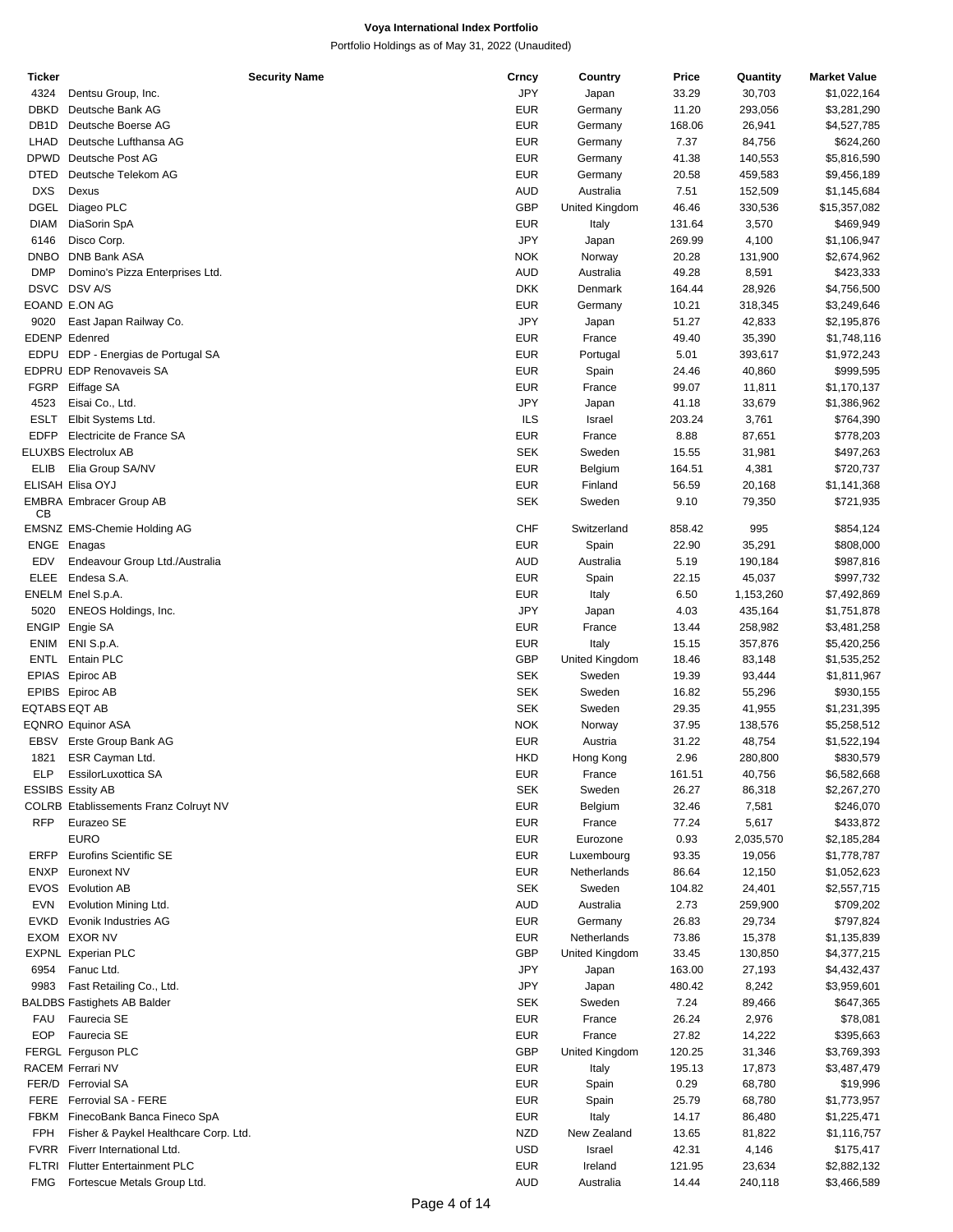# Voya International Index Portfolio

Portfolio Holdings as of May 31, 2022 (Unaudited)

| Ticker | Security Name | Crncy | Country | Price | Quantity | Market Value |
|---|---|---|---|---|---|---|
| 4324 | Dentsu Group, Inc. | JPY | Japan | 33.29 | 30,703 | $1,022,164 |
| DBKD | Deutsche Bank AG | EUR | Germany | 11.20 | 293,056 | $3,281,290 |
| DB1D | Deutsche Boerse AG | EUR | Germany | 168.06 | 26,941 | $4,527,785 |
| LHAD | Deutsche Lufthansa AG | EUR | Germany | 7.37 | 84,756 | $624,260 |
| DPWD | Deutsche Post AG | EUR | Germany | 41.38 | 140,553 | $5,816,590 |
| DTED | Deutsche Telekom AG | EUR | Germany | 20.58 | 459,583 | $9,456,189 |
| DXS | Dexus | AUD | Australia | 7.51 | 152,509 | $1,145,684 |
| DGEL | Diageo PLC | GBP | United Kingdom | 46.46 | 330,536 | $15,357,082 |
| DIAM | DiaSorin SpA | EUR | Italy | 131.64 | 3,570 | $469,949 |
| 6146 | Disco Corp. | JPY | Japan | 269.99 | 4,100 | $1,106,947 |
| DNBO | DNB Bank ASA | NOK | Norway | 20.28 | 131,900 | $2,674,962 |
| DMP | Domino's Pizza Enterprises Ltd. | AUD | Australia | 49.28 | 8,591 | $423,333 |
| DSVC | DSV A/S | DKK | Denmark | 164.44 | 28,926 | $4,756,500 |
| EOAND | E.ON AG | EUR | Germany | 10.21 | 318,345 | $3,249,646 |
| 9020 | East Japan Railway Co. | JPY | Japan | 51.27 | 42,833 | $2,195,876 |
| EDENP | Edenred | EUR | France | 49.40 | 35,390 | $1,748,116 |
| EDPU | EDP - Energias de Portugal SA | EUR | Portugal | 5.01 | 393,617 | $1,972,243 |
| EDPRU | EDP Renovaveis SA | EUR | Spain | 24.46 | 40,860 | $999,595 |
| FGRP | Eiffage SA | EUR | France | 99.07 | 11,811 | $1,170,137 |
| 4523 | Eisai Co., Ltd. | JPY | Japan | 41.18 | 33,679 | $1,386,962 |
| ESLT | Elbit Systems Ltd. | ILS | Israel | 203.24 | 3,761 | $764,390 |
| EDFP | Electricite de France SA | EUR | France | 8.88 | 87,651 | $778,203 |
| ELUXBS | Electrolux AB | SEK | Sweden | 15.55 | 31,981 | $497,263 |
| ELIB | Elia Group SA/NV | EUR | Belgium | 164.51 | 4,381 | $720,737 |
| ELISAH | Elisa OYJ | EUR | Finland | 56.59 | 20,168 | $1,141,368 |
| EMBRACB | Embracer Group AB | SEK | Sweden | 9.10 | 79,350 | $721,935 |
| EMSNZ | EMS-Chemie Holding AG | CHF | Switzerland | 858.42 | 995 | $854,124 |
| ENGE | Enagas | EUR | Spain | 22.90 | 35,291 | $808,000 |
| EDV | Endeavour Group Ltd./Australia | AUD | Australia | 5.19 | 190,184 | $987,816 |
| ELEE | Endesa S.A. | EUR | Spain | 22.15 | 45,037 | $997,732 |
| ENELM | Enel S.p.A. | EUR | Italy | 6.50 | 1,153,260 | $7,492,869 |
| 5020 | ENEOS Holdings, Inc. | JPY | Japan | 4.03 | 435,164 | $1,751,878 |
| ENGIP | Engie SA | EUR | France | 13.44 | 258,982 | $3,481,258 |
| ENIM | ENI S.p.A. | EUR | Italy | 15.15 | 357,876 | $5,420,256 |
| ENTL | Entain PLC | GBP | United Kingdom | 18.46 | 83,148 | $1,535,252 |
| EPIAS | Epiroc AB | SEK | Sweden | 19.39 | 93,444 | $1,811,967 |
| EPIBS | Epiroc AB | SEK | Sweden | 16.82 | 55,296 | $930,155 |
| EQTABS | EQT AB | SEK | Sweden | 29.35 | 41,955 | $1,231,395 |
| EQNRO | Equinor ASA | NOK | Norway | 37.95 | 138,576 | $5,258,512 |
| EBSV | Erste Group Bank AG | EUR | Austria | 31.22 | 48,754 | $1,522,194 |
| 1821 | ESR Cayman Ltd. | HKD | Hong Kong | 2.96 | 280,800 | $830,579 |
| ELP | EssilorLuxottica SA | EUR | France | 161.51 | 40,756 | $6,582,668 |
| ESSIBS | Essity AB | SEK | Sweden | 26.27 | 86,318 | $2,267,270 |
| COLRB | Etablissements Franz Colruyt NV | EUR | Belgium | 32.46 | 7,581 | $246,070 |
| RFP | Eurazeo SE | EUR | France | 77.24 | 5,617 | $433,872 |
| | EURO | EUR | Eurozone | 0.93 | 2,035,570 | $2,185,284 |
| ERFP | Eurofins Scientific SE | EUR | Luxembourg | 93.35 | 19,056 | $1,778,787 |
| ENXP | Euronext NV | EUR | Netherlands | 86.64 | 12,150 | $1,052,623 |
| EVOS | Evolution AB | SEK | Sweden | 104.82 | 24,401 | $2,557,715 |
| EVN | Evolution Mining Ltd. | AUD | Australia | 2.73 | 259,900 | $709,202 |
| EVKD | Evonik Industries AG | EUR | Germany | 26.83 | 29,734 | $797,824 |
| EXOM | EXOR NV | EUR | Netherlands | 73.86 | 15,378 | $1,135,839 |
| EXPNL | Experian PLC | GBP | United Kingdom | 33.45 | 130,850 | $4,377,215 |
| 6954 | Fanuc Ltd. | JPY | Japan | 163.00 | 27,193 | $4,432,437 |
| 9983 | Fast Retailing Co., Ltd. | JPY | Japan | 480.42 | 8,242 | $3,959,601 |
| BALDBS | Fastighets AB Balder | SEK | Sweden | 7.24 | 89,466 | $647,365 |
| FAU | Faurecia SE | EUR | France | 26.24 | 2,976 | $78,081 |
| EOP | Faurecia SE | EUR | France | 27.82 | 14,222 | $395,663 |
| FERGL | Ferguson PLC | GBP | United Kingdom | 120.25 | 31,346 | $3,769,393 |
| RACEM | Ferrari NV | EUR | Italy | 195.13 | 17,873 | $3,487,479 |
| FER/D | Ferrovial SA | EUR | Spain | 0.29 | 68,780 | $19,996 |
| FERE | Ferrovial SA - FERE | EUR | Spain | 25.79 | 68,780 | $1,773,957 |
| FBKM | FinecoBank Banca Fineco SpA | EUR | Italy | 14.17 | 86,480 | $1,225,471 |
| FPH | Fisher & Paykel Healthcare Corp. Ltd. | NZD | New Zealand | 13.65 | 81,822 | $1,116,757 |
| FVRR | Fiverr International Ltd. | USD | Israel | 42.31 | 4,146 | $175,417 |
| FLTRI | Flutter Entertainment PLC | EUR | Ireland | 121.95 | 23,634 | $2,882,132 |
| FMG | Fortescue Metals Group Ltd. | AUD | Australia | 14.44 | 240,118 | $3,466,589 |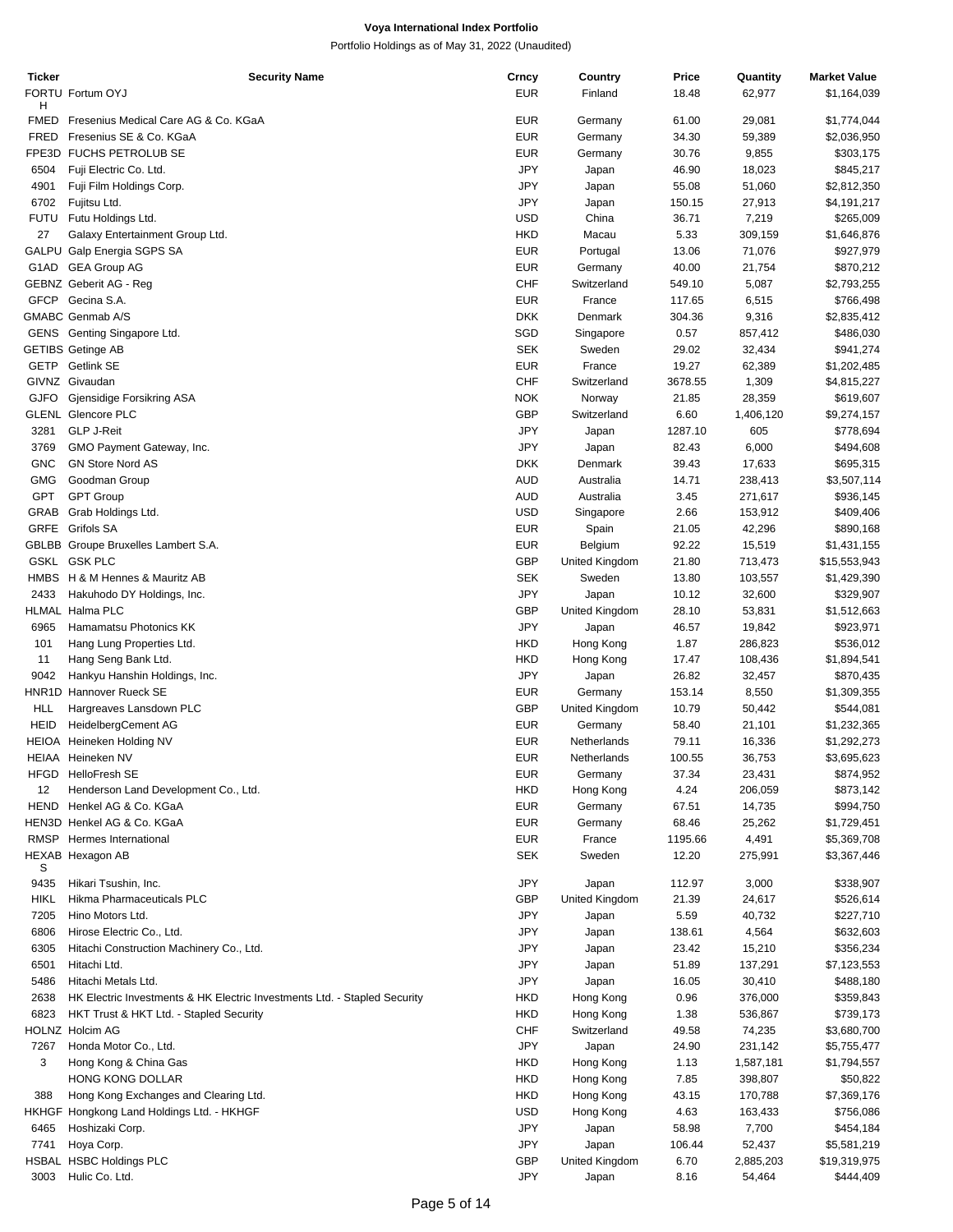**Voya International Index Portfolio**

Portfolio Holdings as of May 31, 2022 (Unaudited)

| Ticker | Security Name | Crncy | Country | Price | Quantity | Market Value |
|---|---|---|---|---|---|---|
| FORTUH | Fortum OYJ | EUR | Finland | 18.48 | 62,977 | $1,164,039 |
| FMED | Fresenius Medical Care AG & Co. KGaA | EUR | Germany | 61.00 | 29,081 | $1,774,044 |
| FRED | Fresenius SE & Co. KGaA | EUR | Germany | 34.30 | 59,389 | $2,036,950 |
| FPE3D | FUCHS PETROLUB SE | EUR | Germany | 30.76 | 9,855 | $303,175 |
| 6504 | Fuji Electric Co. Ltd. | JPY | Japan | 46.90 | 18,023 | $845,217 |
| 4901 | Fuji Film Holdings Corp. | JPY | Japan | 55.08 | 51,060 | $2,812,350 |
| 6702 | Fujitsu Ltd. | JPY | Japan | 150.15 | 27,913 | $4,191,217 |
| FUTU | Futu Holdings Ltd. | USD | China | 36.71 | 7,219 | $265,009 |
| 27 | Galaxy Entertainment Group Ltd. | HKD | Macau | 5.33 | 309,159 | $1,646,876 |
| GALPU | Galp Energia SGPS SA | EUR | Portugal | 13.06 | 71,076 | $927,979 |
| G1AD | GEA Group AG | EUR | Germany | 40.00 | 21,754 | $870,212 |
| GEBNZ | Geberit AG - Reg | CHF | Switzerland | 549.10 | 5,087 | $2,793,255 |
| GFCP | Gecina S.A. | EUR | France | 117.65 | 6,515 | $766,498 |
| GMABC | Genmab A/S | DKK | Denmark | 304.36 | 9,316 | $2,835,412 |
| GENS | Genting Singapore Ltd. | SGD | Singapore | 0.57 | 857,412 | $486,030 |
| GETIBS | Getinge AB | SEK | Sweden | 29.02 | 32,434 | $941,274 |
| GETP | Getlink SE | EUR | France | 19.27 | 62,389 | $1,202,485 |
| GIVNZ | Givaudan | CHF | Switzerland | 3678.55 | 1,309 | $4,815,227 |
| GJFO | Gjensidige Forsikring ASA | NOK | Norway | 21.85 | 28,359 | $619,607 |
| GLENL | Glencore PLC | GBP | Switzerland | 6.60 | 1,406,120 | $9,274,157 |
| 3281 | GLP J-Reit | JPY | Japan | 1287.10 | 605 | $778,694 |
| 3769 | GMO Payment Gateway, Inc. | JPY | Japan | 82.43 | 6,000 | $494,608 |
| GNC | GN Store Nord AS | DKK | Denmark | 39.43 | 17,633 | $695,315 |
| GMG | Goodman Group | AUD | Australia | 14.71 | 238,413 | $3,507,114 |
| GPT | GPT Group | AUD | Australia | 3.45 | 271,617 | $936,145 |
| GRAB | Grab Holdings Ltd. | USD | Singapore | 2.66 | 153,912 | $409,406 |
| GRFE | Grifols SA | EUR | Spain | 21.05 | 42,296 | $890,168 |
| GBLBB | Groupe Bruxelles Lambert S.A. | EUR | Belgium | 92.22 | 15,519 | $1,431,155 |
| GSKL | GSK PLC | GBP | United Kingdom | 21.80 | 713,473 | $15,553,943 |
| HMBS | H & M Hennes & Mauritz AB | SEK | Sweden | 13.80 | 103,557 | $1,429,390 |
| 2433 | Hakuhodo DY Holdings, Inc. | JPY | Japan | 10.12 | 32,600 | $329,907 |
| HLMAL | Halma PLC | GBP | United Kingdom | 28.10 | 53,831 | $1,512,663 |
| 6965 | Hamamatsu Photonics KK | JPY | Japan | 46.57 | 19,842 | $923,971 |
| 101 | Hang Lung Properties Ltd. | HKD | Hong Kong | 1.87 | 286,823 | $536,012 |
| 11 | Hang Seng Bank Ltd. | HKD | Hong Kong | 17.47 | 108,436 | $1,894,541 |
| 9042 | Hankyu Hanshin Holdings, Inc. | JPY | Japan | 26.82 | 32,457 | $870,435 |
| HNR1D | Hannover Rueck SE | EUR | Germany | 153.14 | 8,550 | $1,309,355 |
| HLL | Hargreaves Lansdown PLC | GBP | United Kingdom | 10.79 | 50,442 | $544,081 |
| HEID | HeidelbergCement AG | EUR | Germany | 58.40 | 21,101 | $1,232,365 |
| HEIOA | Heineken Holding NV | EUR | Netherlands | 79.11 | 16,336 | $1,292,273 |
| HEIAA | Heineken NV | EUR | Netherlands | 100.55 | 36,753 | $3,695,623 |
| HFGD | HelloFresh SE | EUR | Germany | 37.34 | 23,431 | $874,952 |
| 12 | Henderson Land Development Co., Ltd. | HKD | Hong Kong | 4.24 | 206,059 | $873,142 |
| HEND | Henkel AG & Co. KGaA | EUR | Germany | 67.51 | 14,735 | $994,750 |
| HEN3D | Henkel AG & Co. KGaA | EUR | Germany | 68.46 | 25,262 | $1,729,451 |
| RMSP | Hermes International | EUR | France | 1195.66 | 4,491 | $5,369,708 |
| HEXABS | Hexagon AB | SEK | Sweden | 12.20 | 275,991 | $3,367,446 |
| 9435 | Hikari Tsushin, Inc. | JPY | Japan | 112.97 | 3,000 | $338,907 |
| HIKL | Hikma Pharmaceuticals PLC | GBP | United Kingdom | 21.39 | 24,617 | $526,614 |
| 7205 | Hino Motors Ltd. | JPY | Japan | 5.59 | 40,732 | $227,710 |
| 6806 | Hirose Electric Co., Ltd. | JPY | Japan | 138.61 | 4,564 | $632,603 |
| 6305 | Hitachi Construction Machinery Co., Ltd. | JPY | Japan | 23.42 | 15,210 | $356,234 |
| 6501 | Hitachi Ltd. | JPY | Japan | 51.89 | 137,291 | $7,123,553 |
| 5486 | Hitachi Metals Ltd. | JPY | Japan | 16.05 | 30,410 | $488,180 |
| 2638 | HK Electric Investments & HK Electric Investments Ltd. - Stapled Security | HKD | Hong Kong | 0.96 | 376,000 | $359,843 |
| 6823 | HKT Trust & HKT Ltd. - Stapled Security | HKD | Hong Kong | 1.38 | 536,867 | $739,173 |
| HOLNZ | Holcim AG | CHF | Switzerland | 49.58 | 74,235 | $3,680,700 |
| 7267 | Honda Motor Co., Ltd. | JPY | Japan | 24.90 | 231,142 | $5,755,477 |
| 3 | Hong Kong & China Gas | HKD | Hong Kong | 1.13 | 1,587,181 | $1,794,557 |
| | HONG KONG DOLLAR | HKD | Hong Kong | 7.85 | 398,807 | $50,822 |
| 388 | Hong Kong Exchanges and Clearing Ltd. | HKD | Hong Kong | 43.15 | 170,788 | $7,369,176 |
| HKHGF | Hongkong Land Holdings Ltd. - HKHGF | USD | Hong Kong | 4.63 | 163,433 | $756,086 |
| 6465 | Hoshizaki Corp. | JPY | Japan | 58.98 | 7,700 | $454,184 |
| 7741 | Hoya Corp. | JPY | Japan | 106.44 | 52,437 | $5,581,219 |
| HSBAL | HSBC Holdings PLC | GBP | United Kingdom | 6.70 | 2,885,203 | $19,319,975 |
| 3003 | Hulic Co. Ltd. | JPY | Japan | 8.16 | 54,464 | $444,409 |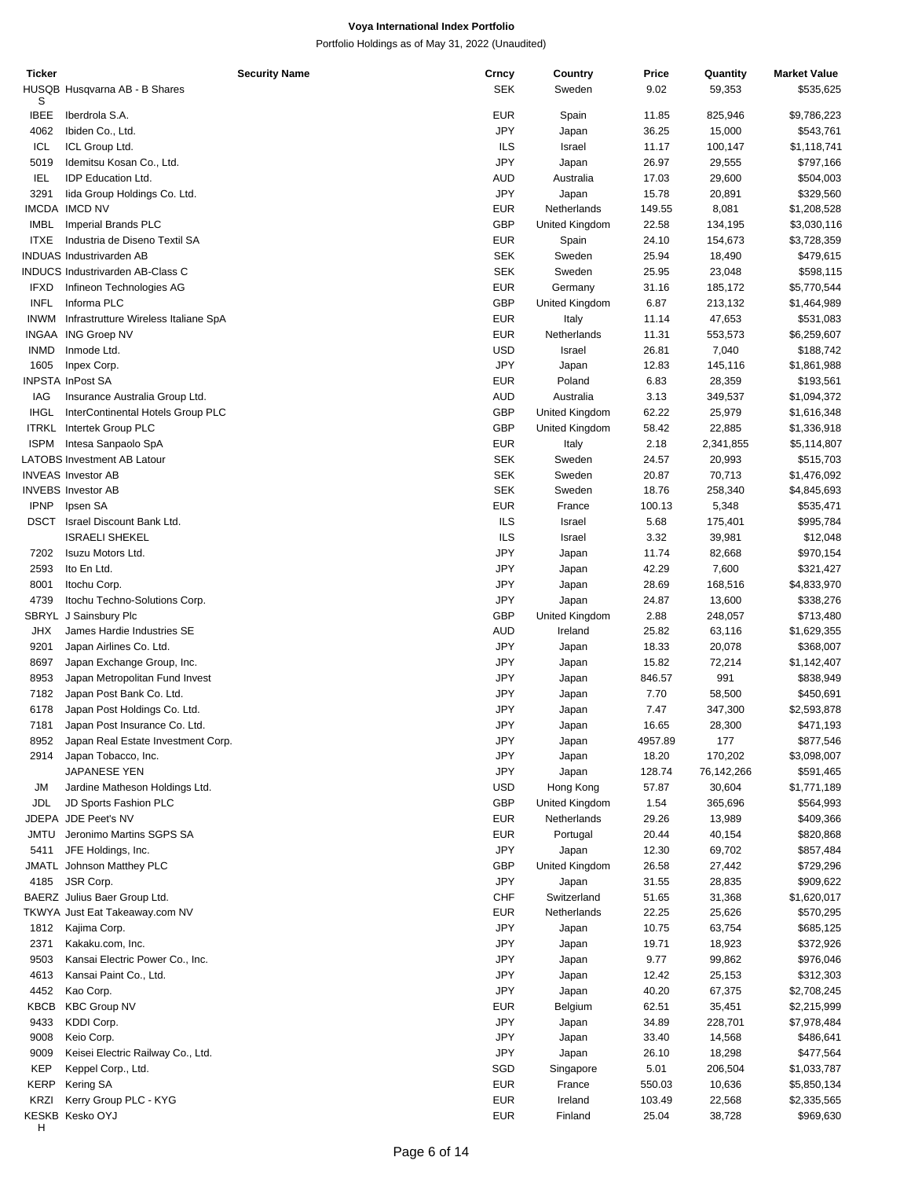**Voya International Index Portfolio**

Portfolio Holdings as of May 31, 2022 (Unaudited)

| Ticker | Security Name | Crncy | Country | Price | Quantity | Market Value |
|---|---|---|---|---|---|---|
| HUSQBS | Husqvarna AB - B Shares | SEK | Sweden | 9.02 | 59,353 | $535,625 |
| IBEE | Iberdrola S.A. | EUR | Spain | 11.85 | 825,946 | $9,786,223 |
| 4062 | Ibiden Co., Ltd. | JPY | Japan | 36.25 | 15,000 | $543,761 |
| ICL | ICL Group Ltd. | ILS | Israel | 11.17 | 100,147 | $1,118,741 |
| 5019 | Idemitsu Kosan Co., Ltd. | JPY | Japan | 26.97 | 29,555 | $797,166 |
| IEL | IDP Education Ltd. | AUD | Australia | 17.03 | 29,600 | $504,003 |
| 3291 | Iida Group Holdings Co. Ltd. | JPY | Japan | 15.78 | 20,891 | $329,560 |
| IMCDA | IMCD NV | EUR | Netherlands | 149.55 | 8,081 | $1,208,528 |
| IMBL | Imperial Brands PLC | GBP | United Kingdom | 22.58 | 134,195 | $3,030,116 |
| ITXE | Industria de Diseno Textil SA | EUR | Spain | 24.10 | 154,673 | $3,728,359 |
| INDUAS | Industrivarden AB | SEK | Sweden | 25.94 | 18,490 | $479,615 |
| INDUCS | Industrivarden AB-Class C | SEK | Sweden | 25.95 | 23,048 | $598,115 |
| IFXD | Infineon Technologies AG | EUR | Germany | 31.16 | 185,172 | $5,770,544 |
| INFL | Informa PLC | GBP | United Kingdom | 6.87 | 213,132 | $1,464,989 |
| INWM | Infrastrutture Wireless Italiane SpA | EUR | Italy | 11.14 | 47,653 | $531,083 |
| INGAA | ING Groep NV | EUR | Netherlands | 11.31 | 553,573 | $6,259,607 |
| INMD | Inmode Ltd. | USD | Israel | 26.81 | 7,040 | $188,742 |
| 1605 | Inpex Corp. | JPY | Japan | 12.83 | 145,116 | $1,861,988 |
| INPSTA | InPost SA | EUR | Poland | 6.83 | 28,359 | $193,561 |
| IAG | Insurance Australia Group Ltd. | AUD | Australia | 3.13 | 349,537 | $1,094,372 |
| IHGL | InterContinental Hotels Group PLC | GBP | United Kingdom | 62.22 | 25,979 | $1,616,348 |
| ITRKL | Intertek Group PLC | GBP | United Kingdom | 58.42 | 22,885 | $1,336,918 |
| ISPM | Intesa Sanpaolo SpA | EUR | Italy | 2.18 | 2,341,855 | $5,114,807 |
| LATOBS | Investment AB Latour | SEK | Sweden | 24.57 | 20,993 | $515,703 |
| INVEAS | Investor AB | SEK | Sweden | 20.87 | 70,713 | $1,476,092 |
| INVEBS | Investor AB | SEK | Sweden | 18.76 | 258,340 | $4,845,693 |
| IPNP | Ipsen SA | EUR | France | 100.13 | 5,348 | $535,471 |
| DSCT | Israel Discount Bank Ltd. | ILS | Israel | 5.68 | 175,401 | $995,784 |
| | ISRAELI SHEKEL | ILS | Israel | 3.32 | 39,981 | $12,048 |
| 7202 | Isuzu Motors Ltd. | JPY | Japan | 11.74 | 82,668 | $970,154 |
| 2593 | Ito En Ltd. | JPY | Japan | 42.29 | 7,600 | $321,427 |
| 8001 | Itochu Corp. | JPY | Japan | 28.69 | 168,516 | $4,833,970 |
| 4739 | Itochu Techno-Solutions Corp. | JPY | Japan | 24.87 | 13,600 | $338,276 |
| SBRYL | J Sainsbury Plc | GBP | United Kingdom | 2.88 | 248,057 | $713,480 |
| JHX | James Hardie Industries SE | AUD | Ireland | 25.82 | 63,116 | $1,629,355 |
| 9201 | Japan Airlines Co. Ltd. | JPY | Japan | 18.33 | 20,078 | $368,007 |
| 8697 | Japan Exchange Group, Inc. | JPY | Japan | 15.82 | 72,214 | $1,142,407 |
| 8953 | Japan Metropolitan Fund Invest | JPY | Japan | 846.57 | 991 | $838,949 |
| 7182 | Japan Post Bank Co. Ltd. | JPY | Japan | 7.70 | 58,500 | $450,691 |
| 6178 | Japan Post Holdings Co. Ltd. | JPY | Japan | 7.47 | 347,300 | $2,593,878 |
| 7181 | Japan Post Insurance Co. Ltd. | JPY | Japan | 16.65 | 28,300 | $471,193 |
| 8952 | Japan Real Estate Investment Corp. | JPY | Japan | 4957.89 | 177 | $877,546 |
| 2914 | Japan Tobacco, Inc. | JPY | Japan | 18.20 | 170,202 | $3,098,007 |
| | JAPANESE YEN | JPY | Japan | 128.74 | 76,142,266 | $591,465 |
| JM | Jardine Matheson Holdings Ltd. | USD | Hong Kong | 57.87 | 30,604 | $1,771,189 |
| JDL | JD Sports Fashion PLC | GBP | United Kingdom | 1.54 | 365,696 | $564,993 |
| JDEPA | JDE Peet's NV | EUR | Netherlands | 29.26 | 13,989 | $409,366 |
| JMTU | Jeronimo Martins SGPS SA | EUR | Portugal | 20.44 | 40,154 | $820,868 |
| 5411 | JFE Holdings, Inc. | JPY | Japan | 12.30 | 69,702 | $857,484 |
| JMATL | Johnson Matthey PLC | GBP | United Kingdom | 26.58 | 27,442 | $729,296 |
| 4185 | JSR Corp. | JPY | Japan | 31.55 | 28,835 | $909,622 |
| BAERZ | Julius Baer Group Ltd. | CHF | Switzerland | 51.65 | 31,368 | $1,620,017 |
| TKWYA | Just Eat Takeaway.com NV | EUR | Netherlands | 22.25 | 25,626 | $570,295 |
| 1812 | Kajima Corp. | JPY | Japan | 10.75 | 63,754 | $685,125 |
| 2371 | Kakaku.com, Inc. | JPY | Japan | 19.71 | 18,923 | $372,926 |
| 9503 | Kansai Electric Power Co., Inc. | JPY | Japan | 9.77 | 99,862 | $976,046 |
| 4613 | Kansai Paint Co., Ltd. | JPY | Japan | 12.42 | 25,153 | $312,303 |
| 4452 | Kao Corp. | JPY | Japan | 40.20 | 67,375 | $2,708,245 |
| KBCB | KBC Group NV | EUR | Belgium | 62.51 | 35,451 | $2,215,999 |
| 9433 | KDDI Corp. | JPY | Japan | 34.89 | 228,701 | $7,978,484 |
| 9008 | Keio Corp. | JPY | Japan | 33.40 | 14,568 | $486,641 |
| 9009 | Keisei Electric Railway Co., Ltd. | JPY | Japan | 26.10 | 18,298 | $477,564 |
| KEP | Keppel Corp., Ltd. | SGD | Singapore | 5.01 | 206,504 | $1,033,787 |
| KERP | Kering SA | EUR | France | 550.03 | 10,636 | $5,850,134 |
| KRZI | Kerry Group PLC - KYG | EUR | Ireland | 103.49 | 22,568 | $2,335,565 |
| KESKBH | Kesko OYJ | EUR | Finland | 25.04 | 38,728 | $969,630 |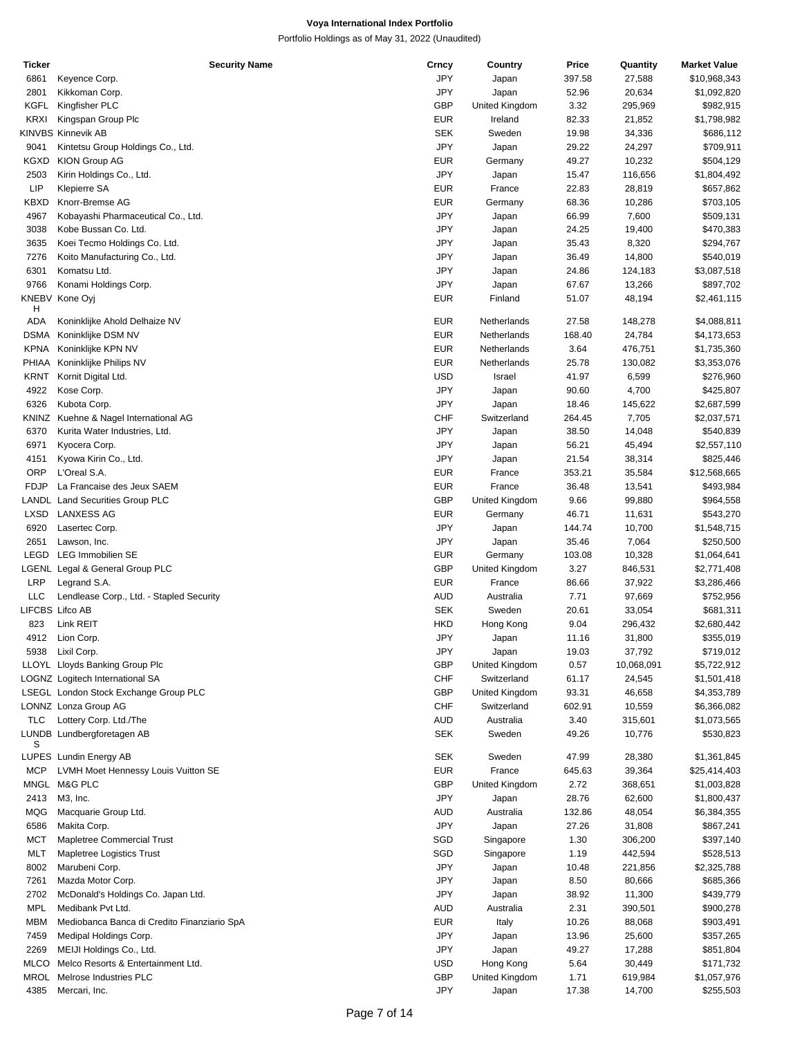**Voya International Index Portfolio**

Portfolio Holdings as of May 31, 2022 (Unaudited)

| Ticker | Security Name | Crncy | Country | Price | Quantity | Market Value |
|---|---|---|---|---|---|---|
| 6861 | Keyence Corp. | JPY | Japan | 397.58 | 27,588 | $10,968,343 |
| 2801 | Kikkoman Corp. | JPY | Japan | 52.96 | 20,634 | $1,092,820 |
| KGFL | Kingfisher PLC | GBP | United Kingdom | 3.32 | 295,969 | $982,915 |
| KRXI | Kingspan Group Plc | EUR | Ireland | 82.33 | 21,852 | $1,798,982 |
| KINVBS | Kinnevik AB | SEK | Sweden | 19.98 | 34,336 | $686,112 |
| 9041 | Kintetsu Group Holdings Co., Ltd. | JPY | Japan | 29.22 | 24,297 | $709,911 |
| KGXD | KION Group AG | EUR | Germany | 49.27 | 10,232 | $504,129 |
| 2503 | Kirin Holdings Co., Ltd. | JPY | Japan | 15.47 | 116,656 | $1,804,492 |
| LIP | Klepierre SA | EUR | France | 22.83 | 28,819 | $657,862 |
| KBXD | Knorr-Bremse AG | EUR | Germany | 68.36 | 10,286 | $703,105 |
| 4967 | Kobayashi Pharmaceutical Co., Ltd. | JPY | Japan | 66.99 | 7,600 | $509,131 |
| 3038 | Kobe Bussan Co. Ltd. | JPY | Japan | 24.25 | 19,400 | $470,383 |
| 3635 | Koei Tecmo Holdings Co. Ltd. | JPY | Japan | 35.43 | 8,320 | $294,767 |
| 7276 | Koito Manufacturing Co., Ltd. | JPY | Japan | 36.49 | 14,800 | $540,019 |
| 6301 | Komatsu Ltd. | JPY | Japan | 24.86 | 124,183 | $3,087,518 |
| 9766 | Konami Holdings Corp. | JPY | Japan | 67.67 | 13,266 | $897,702 |
| KNEBVH | Kone Oyj | EUR | Finland | 51.07 | 48,194 | $2,461,115 |
| ADA | Koninklijke Ahold Delhaize NV | EUR | Netherlands | 27.58 | 148,278 | $4,088,811 |
| DSMA | Koninklijke DSM NV | EUR | Netherlands | 168.40 | 24,784 | $4,173,653 |
| KPNA | Koninklijke KPN NV | EUR | Netherlands | 3.64 | 476,751 | $1,735,360 |
| PHIAA | Koninklijke Philips NV | EUR | Netherlands | 25.78 | 130,082 | $3,353,076 |
| KRNT | Kornit Digital Ltd. | USD | Israel | 41.97 | 6,599 | $276,960 |
| 4922 | Kose Corp. | JPY | Japan | 90.60 | 4,700 | $425,807 |
| 6326 | Kubota Corp. | JPY | Japan | 18.46 | 145,622 | $2,687,599 |
| KNINZ | Kuehne & Nagel International AG | CHF | Switzerland | 264.45 | 7,705 | $2,037,571 |
| 6370 | Kurita Water Industries, Ltd. | JPY | Japan | 38.50 | 14,048 | $540,839 |
| 6971 | Kyocera Corp. | JPY | Japan | 56.21 | 45,494 | $2,557,110 |
| 4151 | Kyowa Kirin Co., Ltd. | JPY | Japan | 21.54 | 38,314 | $825,446 |
| ORP | L'Oreal S.A. | EUR | France | 353.21 | 35,584 | $12,568,665 |
| FDJP | La Francaise des Jeux SAEM | EUR | France | 36.48 | 13,541 | $493,984 |
| LANDL | Land Securities Group PLC | GBP | United Kingdom | 9.66 | 99,880 | $964,558 |
| LXSD | LANXESS AG | EUR | Germany | 46.71 | 11,631 | $543,270 |
| 6920 | Lasertec Corp. | JPY | Japan | 144.74 | 10,700 | $1,548,715 |
| 2651 | Lawson, Inc. | JPY | Japan | 35.46 | 7,064 | $250,500 |
| LEGD | LEG Immobilien SE | EUR | Germany | 103.08 | 10,328 | $1,064,641 |
| LGENL | Legal & General Group PLC | GBP | United Kingdom | 3.27 | 846,531 | $2,771,408 |
| LRP | Legrand S.A. | EUR | France | 86.66 | 37,922 | $3,286,466 |
| LLC | Lendlease Corp., Ltd. - Stapled Security | AUD | Australia | 7.71 | 97,669 | $752,956 |
| LIFCBS | Lifco AB | SEK | Sweden | 20.61 | 33,054 | $681,311 |
| 823 | Link REIT | HKD | Hong Kong | 9.04 | 296,432 | $2,680,442 |
| 4912 | Lion Corp. | JPY | Japan | 11.16 | 31,800 | $355,019 |
| 5938 | Lixil Corp. | JPY | Japan | 19.03 | 37,792 | $719,012 |
| LLOYL | Lloyds Banking Group Plc | GBP | United Kingdom | 0.57 | 10,068,091 | $5,722,912 |
| LOGNZ | Logitech International SA | CHF | Switzerland | 61.17 | 24,545 | $1,501,418 |
| LSEGL | London Stock Exchange Group PLC | GBP | United Kingdom | 93.31 | 46,658 | $4,353,789 |
| LONNZ | Lonza Group AG | CHF | Switzerland | 602.91 | 10,559 | $6,366,082 |
| TLC | Lottery Corp. Ltd./The | AUD | Australia | 3.40 | 315,601 | $1,073,565 |
| LUNDBS | Lundbergforetagen AB | SEK | Sweden | 49.26 | 10,776 | $530,823 |
| LUPES | Lundin Energy AB | SEK | Sweden | 47.99 | 28,380 | $1,361,845 |
| MCP | LVMH Moet Hennessy Louis Vuitton SE | EUR | France | 645.63 | 39,364 | $25,414,403 |
| MNGL | M&G PLC | GBP | United Kingdom | 2.72 | 368,651 | $1,003,828 |
| 2413 | M3, Inc. | JPY | Japan | 28.76 | 62,600 | $1,800,437 |
| MQG | Macquarie Group Ltd. | AUD | Australia | 132.86 | 48,054 | $6,384,355 |
| 6586 | Makita Corp. | JPY | Japan | 27.26 | 31,808 | $867,241 |
| MCT | Mapletree Commercial Trust | SGD | Singapore | 1.30 | 306,200 | $397,140 |
| MLT | Mapletree Logistics Trust | SGD | Singapore | 1.19 | 442,594 | $528,513 |
| 8002 | Marubeni Corp. | JPY | Japan | 10.48 | 221,856 | $2,325,788 |
| 7261 | Mazda Motor Corp. | JPY | Japan | 8.50 | 80,666 | $685,366 |
| 2702 | McDonald's Holdings Co. Japan Ltd. | JPY | Japan | 38.92 | 11,300 | $439,779 |
| MPL | Medibank Pvt Ltd. | AUD | Australia | 2.31 | 390,501 | $900,278 |
| MBM | Mediobanca Banca di Credito Finanziario SpA | EUR | Italy | 10.26 | 88,068 | $903,491 |
| 7459 | Medipal Holdings Corp. | JPY | Japan | 13.96 | 25,600 | $357,265 |
| 2269 | MEIJI Holdings Co., Ltd. | JPY | Japan | 49.27 | 17,288 | $851,804 |
| MLCO | Melco Resorts & Entertainment Ltd. | USD | Hong Kong | 5.64 | 30,449 | $171,732 |
| MROL | Melrose Industries PLC | GBP | United Kingdom | 1.71 | 619,984 | $1,057,976 |
| 4385 | Mercari, Inc. | JPY | Japan | 17.38 | 14,700 | $255,503 |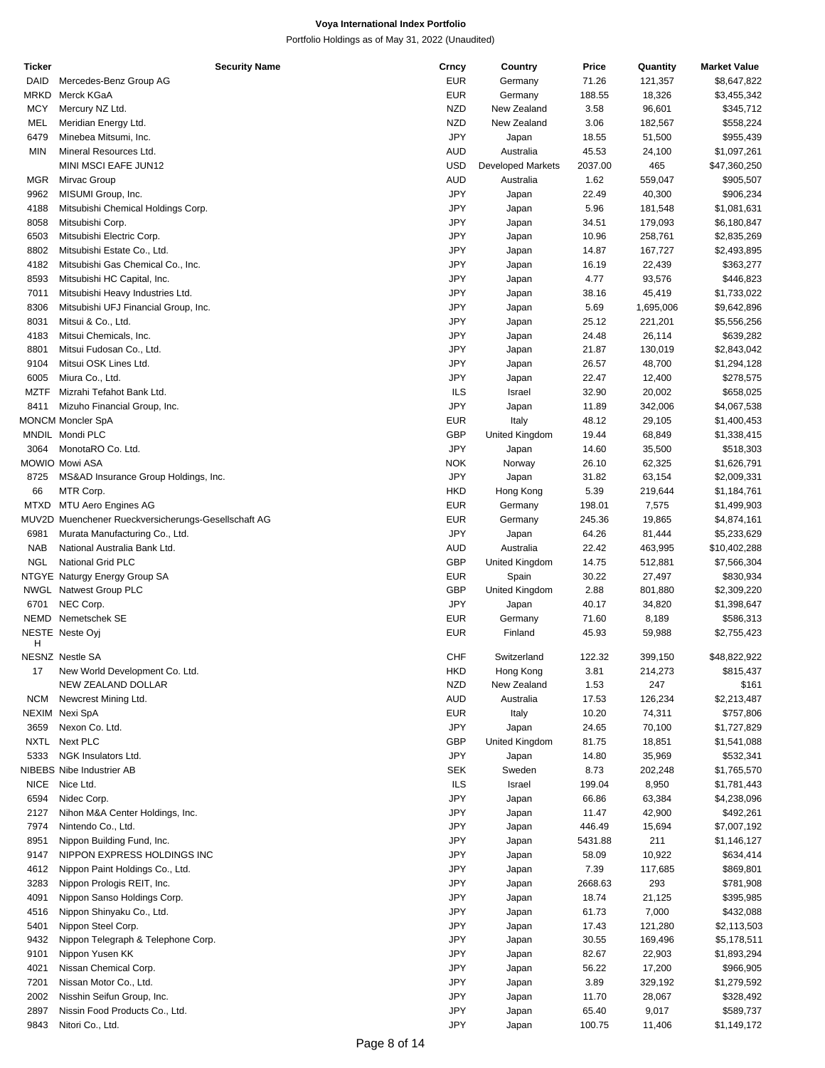**Voya International Index Portfolio**

Portfolio Holdings as of May 31, 2022 (Unaudited)

| Ticker | Security Name | Crncy | Country | Price | Quantity | Market Value |
|---|---|---|---|---|---|---|
| DAID | Mercedes-Benz Group AG | EUR | Germany | 71.26 | 121,357 | $8,647,822 |
| MRKD | Merck KGaA | EUR | Germany | 188.55 | 18,326 | $3,455,342 |
| MCY | Mercury NZ Ltd. | NZD | New Zealand | 3.58 | 96,601 | $345,712 |
| MEL | Meridian Energy Ltd. | NZD | New Zealand | 3.06 | 182,567 | $558,224 |
| 6479 | Minebea Mitsumi, Inc. | JPY | Japan | 18.55 | 51,500 | $955,439 |
| MIN | Mineral Resources Ltd. | AUD | Australia | 45.53 | 24,100 | $1,097,261 |
| | MINI MSCI EAFE JUN12 | USD | Developed Markets | 2037.00 | 465 | $47,360,250 |
| MGR | Mirvac Group | AUD | Australia | 1.62 | 559,047 | $905,507 |
| 9962 | MISUMI Group, Inc. | JPY | Japan | 22.49 | 40,300 | $906,234 |
| 4188 | Mitsubishi Chemical Holdings Corp. | JPY | Japan | 5.96 | 181,548 | $1,081,631 |
| 8058 | Mitsubishi Corp. | JPY | Japan | 34.51 | 179,093 | $6,180,847 |
| 6503 | Mitsubishi Electric Corp. | JPY | Japan | 10.96 | 258,761 | $2,835,269 |
| 8802 | Mitsubishi Estate Co., Ltd. | JPY | Japan | 14.87 | 167,727 | $2,493,895 |
| 4182 | Mitsubishi Gas Chemical Co., Inc. | JPY | Japan | 16.19 | 22,439 | $363,277 |
| 8593 | Mitsubishi HC Capital, Inc. | JPY | Japan | 4.77 | 93,576 | $446,823 |
| 7011 | Mitsubishi Heavy Industries Ltd. | JPY | Japan | 38.16 | 45,419 | $1,733,022 |
| 8306 | Mitsubishi UFJ Financial Group, Inc. | JPY | Japan | 5.69 | 1,695,006 | $9,642,896 |
| 8031 | Mitsui & Co., Ltd. | JPY | Japan | 25.12 | 221,201 | $5,556,256 |
| 4183 | Mitsui Chemicals, Inc. | JPY | Japan | 24.48 | 26,114 | $639,282 |
| 8801 | Mitsui Fudosan Co., Ltd. | JPY | Japan | 21.87 | 130,019 | $2,843,042 |
| 9104 | Mitsui OSK Lines Ltd. | JPY | Japan | 26.57 | 48,700 | $1,294,128 |
| 6005 | Miura Co., Ltd. | JPY | Japan | 22.47 | 12,400 | $278,575 |
| MZTF | Mizrahi Tefahot Bank Ltd. | ILS | Israel | 32.90 | 20,002 | $658,025 |
| 8411 | Mizuho Financial Group, Inc. | JPY | Japan | 11.89 | 342,006 | $4,067,538 |
| MONCM | Moncler SpA | EUR | Italy | 48.12 | 29,105 | $1,400,453 |
| MNDIL | Mondi PLC | GBP | United Kingdom | 19.44 | 68,849 | $1,338,415 |
| 3064 | MonotaRO Co. Ltd. | JPY | Japan | 14.60 | 35,500 | $518,303 |
| MOWIO | Mowi ASA | NOK | Norway | 26.10 | 62,325 | $1,626,791 |
| 8725 | MS&AD Insurance Group Holdings, Inc. | JPY | Japan | 31.82 | 63,154 | $2,009,331 |
| 66 | MTR Corp. | HKD | Hong Kong | 5.39 | 219,644 | $1,184,761 |
| MTXD | MTU Aero Engines AG | EUR | Germany | 198.01 | 7,575 | $1,499,903 |
| MUV2D | Muenchener Rueckversicherungs-Gesellschaft AG | EUR | Germany | 245.36 | 19,865 | $4,874,161 |
| 6981 | Murata Manufacturing Co., Ltd. | JPY | Japan | 64.26 | 81,444 | $5,233,629 |
| NAB | National Australia Bank Ltd. | AUD | Australia | 22.42 | 463,995 | $10,402,288 |
| NGL | National Grid PLC | GBP | United Kingdom | 14.75 | 512,881 | $7,566,304 |
| NTGYE | Naturgy Energy Group SA | EUR | Spain | 30.22 | 27,497 | $830,934 |
| NWGL | Natwest Group PLC | GBP | United Kingdom | 2.88 | 801,880 | $2,309,220 |
| 6701 | NEC Corp. | JPY | Japan | 40.17 | 34,820 | $1,398,647 |
| NEMD | Nemetschek SE | EUR | Germany | 71.60 | 8,189 | $586,313 |
| NESTEH | Neste Oyj | EUR | Finland | 45.93 | 59,988 | $2,755,423 |
| NESNZ | Nestle SA | CHF | Switzerland | 122.32 | 399,150 | $48,822,922 |
| 17 | New World Development Co. Ltd. | HKD | Hong Kong | 3.81 | 214,273 | $815,437 |
| | NEW ZEALAND DOLLAR | NZD | New Zealand | 1.53 | 247 | $161 |
| NCM | Newcrest Mining Ltd. | AUD | Australia | 17.53 | 126,234 | $2,213,487 |
| NEXIM | Nexi SpA | EUR | Italy | 10.20 | 74,311 | $757,806 |
| 3659 | Nexon Co. Ltd. | JPY | Japan | 24.65 | 70,100 | $1,727,829 |
| NXTL | Next PLC | GBP | United Kingdom | 81.75 | 18,851 | $1,541,088 |
| 5333 | NGK Insulators Ltd. | JPY | Japan | 14.80 | 35,969 | $532,341 |
| NIBEBS | Nibe Industrier AB | SEK | Sweden | 8.73 | 202,248 | $1,765,570 |
| NICE | Nice Ltd. | ILS | Israel | 199.04 | 8,950 | $1,781,443 |
| 6594 | Nidec Corp. | JPY | Japan | 66.86 | 63,384 | $4,238,096 |
| 2127 | Nihon M&A Center Holdings, Inc. | JPY | Japan | 11.47 | 42,900 | $492,261 |
| 7974 | Nintendo Co., Ltd. | JPY | Japan | 446.49 | 15,694 | $7,007,192 |
| 8951 | Nippon Building Fund, Inc. | JPY | Japan | 5431.88 | 211 | $1,146,127 |
| 9147 | NIPPON EXPRESS HOLDINGS INC | JPY | Japan | 58.09 | 10,922 | $634,414 |
| 4612 | Nippon Paint Holdings Co., Ltd. | JPY | Japan | 7.39 | 117,685 | $869,801 |
| 3283 | Nippon Prologis REIT, Inc. | JPY | Japan | 2668.63 | 293 | $781,908 |
| 4091 | Nippon Sanso Holdings Corp. | JPY | Japan | 18.74 | 21,125 | $395,985 |
| 4516 | Nippon Shinyaku Co., Ltd. | JPY | Japan | 61.73 | 7,000 | $432,088 |
| 5401 | Nippon Steel Corp. | JPY | Japan | 17.43 | 121,280 | $2,113,503 |
| 9432 | Nippon Telegraph & Telephone Corp. | JPY | Japan | 30.55 | 169,496 | $5,178,511 |
| 9101 | Nippon Yusen KK | JPY | Japan | 82.67 | 22,903 | $1,893,294 |
| 4021 | Nissan Chemical Corp. | JPY | Japan | 56.22 | 17,200 | $966,905 |
| 7201 | Nissan Motor Co., Ltd. | JPY | Japan | 3.89 | 329,192 | $1,279,592 |
| 2002 | Nisshin Seifun Group, Inc. | JPY | Japan | 11.70 | 28,067 | $328,492 |
| 2897 | Nissin Food Products Co., Ltd. | JPY | Japan | 65.40 | 9,017 | $589,737 |
| 9843 | Nitori Co., Ltd. | JPY | Japan | 100.75 | 11,406 | $1,149,172 |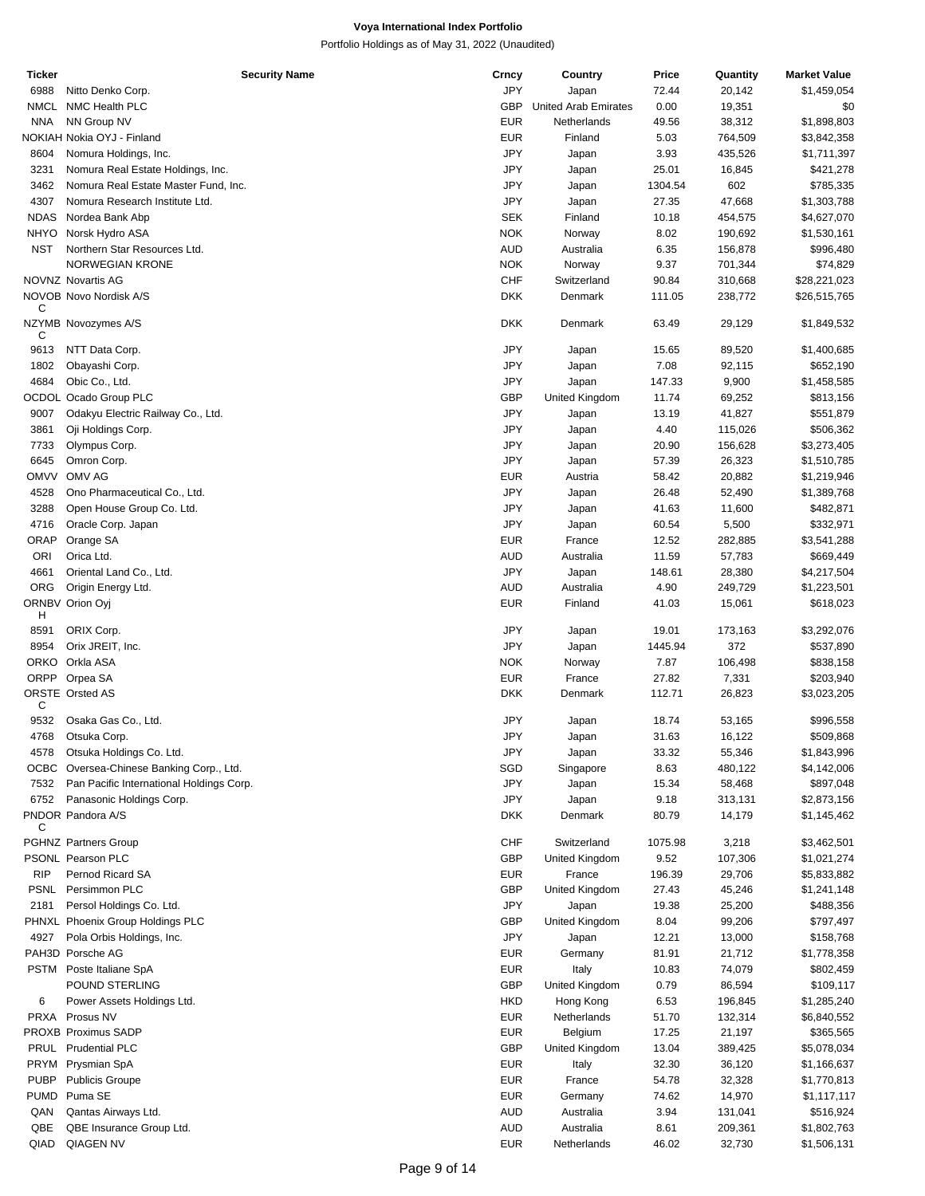**Voya International Index Portfolio**

Portfolio Holdings as of May 31, 2022 (Unaudited)

| Ticker | Security Name | Crncy | Country | Price | Quantity | Market Value |
|---|---|---|---|---|---|---|
| 6988 | Nitto Denko Corp. | JPY | Japan | 72.44 | 20,142 | $1,459,054 |
| NMCL | NMC Health PLC | GBP | United Arab Emirates | 0.00 | 19,351 | $0 |
| NNA | NN Group NV | EUR | Netherlands | 49.56 | 38,312 | $1,898,803 |
| NOKIAH | Nokia OYJ - Finland | EUR | Finland | 5.03 | 764,509 | $3,842,358 |
| 8604 | Nomura Holdings, Inc. | JPY | Japan | 3.93 | 435,526 | $1,711,397 |
| 3231 | Nomura Real Estate Holdings, Inc. | JPY | Japan | 25.01 | 16,845 | $421,278 |
| 3462 | Nomura Real Estate Master Fund, Inc. | JPY | Japan | 1304.54 | 602 | $785,335 |
| 4307 | Nomura Research Institute Ltd. | JPY | Japan | 27.35 | 47,668 | $1,303,788 |
| NDAS | Nordea Bank Abp | SEK | Finland | 10.18 | 454,575 | $4,627,070 |
| NHYO | Norsk Hydro ASA | NOK | Norway | 8.02 | 190,692 | $1,530,161 |
| NST | Northern Star Resources Ltd. | AUD | Australia | 6.35 | 156,878 | $996,480 |
| | NORWEGIAN KRONE | NOK | Norway | 9.37 | 701,344 | $74,829 |
| NOVNZ | Novartis AG | CHF | Switzerland | 90.84 | 310,668 | $28,221,023 |
| NOVOBC | Novo Nordisk A/S | DKK | Denmark | 111.05 | 238,772 | $26,515,765 |
| NZYMBC | Novozymes A/S | DKK | Denmark | 63.49 | 29,129 | $1,849,532 |
| 9613 | NTT Data Corp. | JPY | Japan | 15.65 | 89,520 | $1,400,685 |
| 1802 | Obayashi Corp. | JPY | Japan | 7.08 | 92,115 | $652,190 |
| 4684 | Obic Co., Ltd. | JPY | Japan | 147.33 | 9,900 | $1,458,585 |
| OCDOL | Ocado Group PLC | GBP | United Kingdom | 11.74 | 69,252 | $813,156 |
| 9007 | Odakyu Electric Railway Co., Ltd. | JPY | Japan | 13.19 | 41,827 | $551,879 |
| 3861 | Oji Holdings Corp. | JPY | Japan | 4.40 | 115,026 | $506,362 |
| 7733 | Olympus Corp. | JPY | Japan | 20.90 | 156,628 | $3,273,405 |
| 6645 | Omron Corp. | JPY | Japan | 57.39 | 26,323 | $1,510,785 |
| OMVV | OMV AG | EUR | Austria | 58.42 | 20,882 | $1,219,946 |
| 4528 | Ono Pharmaceutical Co., Ltd. | JPY | Japan | 26.48 | 52,490 | $1,389,768 |
| 3288 | Open House Group Co. Ltd. | JPY | Japan | 41.63 | 11,600 | $482,871 |
| 4716 | Oracle Corp. Japan | JPY | Japan | 60.54 | 5,500 | $332,971 |
| ORAP | Orange SA | EUR | France | 12.52 | 282,885 | $3,541,288 |
| ORI | Orica Ltd. | AUD | Australia | 11.59 | 57,783 | $669,449 |
| 4661 | Oriental Land Co., Ltd. | JPY | Japan | 148.61 | 28,380 | $4,217,504 |
| ORG | Origin Energy Ltd. | AUD | Australia | 4.90 | 249,729 | $1,223,501 |
| ORNBVH | Orion Oyj | EUR | Finland | 41.03 | 15,061 | $618,023 |
| 8591 | ORIX Corp. | JPY | Japan | 19.01 | 173,163 | $3,292,076 |
| 8954 | Orix JREIT, Inc. | JPY | Japan | 1445.94 | 372 | $537,890 |
| ORKO | Orkla ASA | NOK | Norway | 7.87 | 106,498 | $838,158 |
| ORPP | Orpea SA | EUR | France | 27.82 | 7,331 | $203,940 |
| ORSTEC | Orsted AS | DKK | Denmark | 112.71 | 26,823 | $3,023,205 |
| 9532 | Osaka Gas Co., Ltd. | JPY | Japan | 18.74 | 53,165 | $996,558 |
| 4768 | Otsuka Corp. | JPY | Japan | 31.63 | 16,122 | $509,868 |
| 4578 | Otsuka Holdings Co. Ltd. | JPY | Japan | 33.32 | 55,346 | $1,843,996 |
| OCBC | Oversea-Chinese Banking Corp., Ltd. | SGD | Singapore | 8.63 | 480,122 | $4,142,006 |
| 7532 | Pan Pacific International Holdings Corp. | JPY | Japan | 15.34 | 58,468 | $897,048 |
| 6752 | Panasonic Holdings Corp. | JPY | Japan | 9.18 | 313,131 | $2,873,156 |
| PNDORC | Pandora A/S | DKK | Denmark | 80.79 | 14,179 | $1,145,462 |
| PGHNZ | Partners Group | CHF | Switzerland | 1075.98 | 3,218 | $3,462,501 |
| PSONL | Pearson PLC | GBP | United Kingdom | 9.52 | 107,306 | $1,021,274 |
| RIP | Pernod Ricard SA | EUR | France | 196.39 | 29,706 | $5,833,882 |
| PSNL | Persimmon PLC | GBP | United Kingdom | 27.43 | 45,246 | $1,241,148 |
| 2181 | Persol Holdings Co. Ltd. | JPY | Japan | 19.38 | 25,200 | $488,356 |
| PHNXL | Phoenix Group Holdings PLC | GBP | United Kingdom | 8.04 | 99,206 | $797,497 |
| 4927 | Pola Orbis Holdings, Inc. | JPY | Japan | 12.21 | 13,000 | $158,768 |
| PAH3D | Porsche AG | EUR | Germany | 81.91 | 21,712 | $1,778,358 |
| PSTM | Poste Italiane SpA | EUR | Italy | 10.83 | 74,079 | $802,459 |
| | POUND STERLING | GBP | United Kingdom | 0.79 | 86,594 | $109,117 |
| 6 | Power Assets Holdings Ltd. | HKD | Hong Kong | 6.53 | 196,845 | $1,285,240 |
| PRXA | Prosus NV | EUR | Netherlands | 51.70 | 132,314 | $6,840,552 |
| PROXB | Proximus SADP | EUR | Belgium | 17.25 | 21,197 | $365,565 |
| PRUL | Prudential PLC | GBP | United Kingdom | 13.04 | 389,425 | $5,078,034 |
| PRYM | Prysmian SpA | EUR | Italy | 32.30 | 36,120 | $1,166,637 |
| PUBP | Publicis Groupe | EUR | France | 54.78 | 32,328 | $1,770,813 |
| PUMD | Puma SE | EUR | Germany | 74.62 | 14,970 | $1,117,117 |
| QAN | Qantas Airways Ltd. | AUD | Australia | 3.94 | 131,041 | $516,924 |
| QBE | QBE Insurance Group Ltd. | AUD | Australia | 8.61 | 209,361 | $1,802,763 |
| QIAD | QIAGEN NV | EUR | Netherlands | 46.02 | 32,730 | $1,506,131 |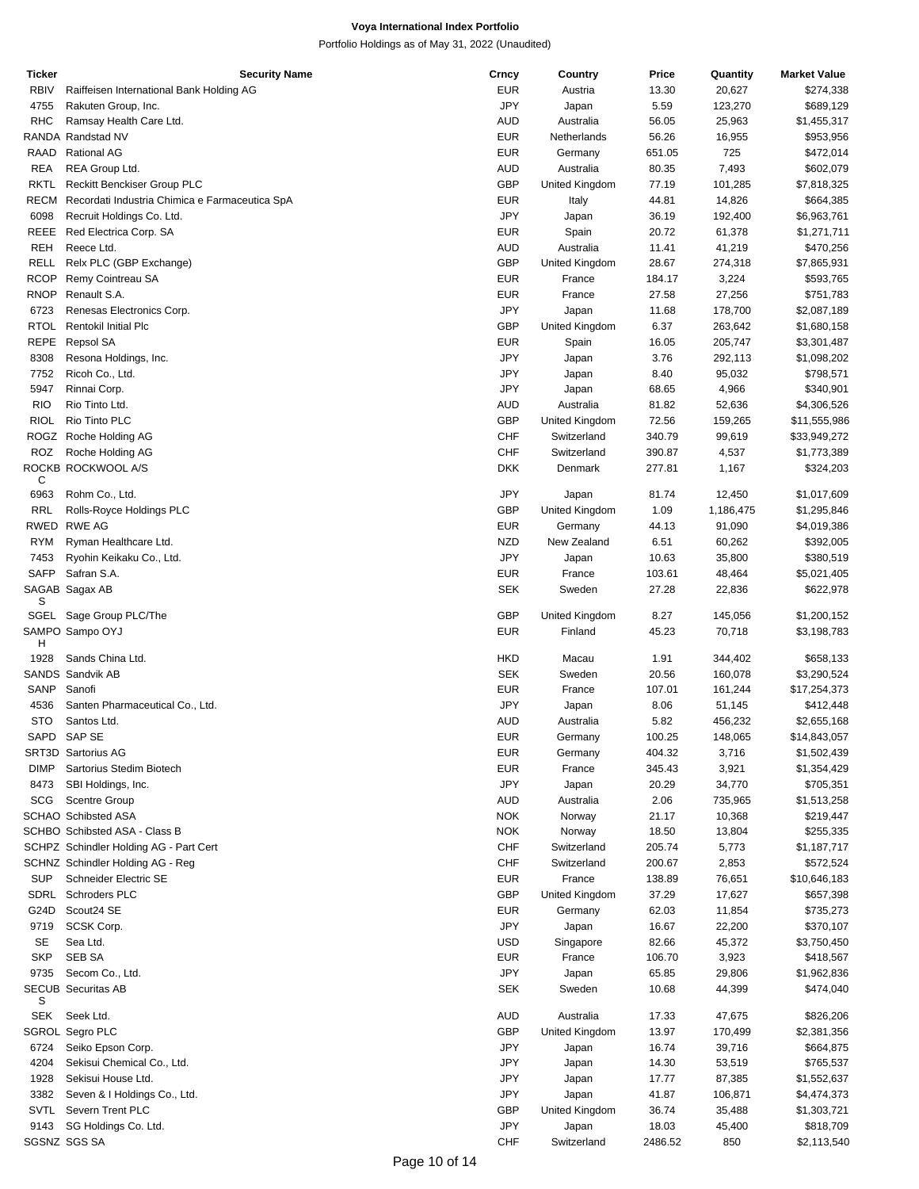**Voya International Index Portfolio**

Portfolio Holdings as of May 31, 2022 (Unaudited)

| Ticker | Security Name | Crncy | Country | Price | Quantity | Market Value |
|---|---|---|---|---|---|---|
| RBIV | Raiffeisen International Bank Holding AG | EUR | Austria | 13.30 | 20,627 | $274,338 |
| 4755 | Rakuten Group, Inc. | JPY | Japan | 5.59 | 123,270 | $689,129 |
| RHC | Ramsay Health Care Ltd. | AUD | Australia | 56.05 | 25,963 | $1,455,317 |
| RANDA | Randstad NV | EUR | Netherlands | 56.26 | 16,955 | $953,956 |
| RAAD | Rational AG | EUR | Germany | 651.05 | 725 | $472,014 |
| REA | REA Group Ltd. | AUD | Australia | 80.35 | 7,493 | $602,079 |
| RKTL | Reckitt Benckiser Group PLC | GBP | United Kingdom | 77.19 | 101,285 | $7,818,325 |
| RECM | Recordati Industria Chimica e Farmaceutica SpA | EUR | Italy | 44.81 | 14,826 | $664,385 |
| 6098 | Recruit Holdings Co. Ltd. | JPY | Japan | 36.19 | 192,400 | $6,963,761 |
| REEE | Red Electrica Corp. SA | EUR | Spain | 20.72 | 61,378 | $1,271,711 |
| REH | Reece Ltd. | AUD | Australia | 11.41 | 41,219 | $470,256 |
| RELL | Relx PLC (GBP Exchange) | GBP | United Kingdom | 28.67 | 274,318 | $7,865,931 |
| RCOP | Remy Cointreau SA | EUR | France | 184.17 | 3,224 | $593,765 |
| RNOP | Renault S.A. | EUR | France | 27.58 | 27,256 | $751,783 |
| 6723 | Renesas Electronics Corp. | JPY | Japan | 11.68 | 178,700 | $2,087,189 |
| RTOL | Rentokil Initial Plc | GBP | United Kingdom | 6.37 | 263,642 | $1,680,158 |
| REPE | Repsol SA | EUR | Spain | 16.05 | 205,747 | $3,301,487 |
| 8308 | Resona Holdings, Inc. | JPY | Japan | 3.76 | 292,113 | $1,098,202 |
| 7752 | Ricoh Co., Ltd. | JPY | Japan | 8.40 | 95,032 | $798,571 |
| 5947 | Rinnai Corp. | JPY | Japan | 68.65 | 4,966 | $340,901 |
| RIO | Rio Tinto Ltd. | AUD | Australia | 81.82 | 52,636 | $4,306,526 |
| RIOL | Rio Tinto PLC | GBP | United Kingdom | 72.56 | 159,265 | $11,555,986 |
| ROGZ | Roche Holding AG | CHF | Switzerland | 340.79 | 99,619 | $33,949,272 |
| ROZ | Roche Holding AG | CHF | Switzerland | 390.87 | 4,537 | $1,773,389 |
| ROCKBC | ROCKWOOL A/S | DKK | Denmark | 277.81 | 1,167 | $324,203 |
| 6963 | Rohm Co., Ltd. | JPY | Japan | 81.74 | 12,450 | $1,017,609 |
| RRL | Rolls-Royce Holdings PLC | GBP | United Kingdom | 1.09 | 1,186,475 | $1,295,846 |
| RWED | RWE AG | EUR | Germany | 44.13 | 91,090 | $4,019,386 |
| RYM | Ryman Healthcare Ltd. | NZD | New Zealand | 6.51 | 60,262 | $392,005 |
| 7453 | Ryohin Keikaku Co., Ltd. | JPY | Japan | 10.63 | 35,800 | $380,519 |
| SAFP | Safran S.A. | EUR | France | 103.61 | 48,464 | $5,021,405 |
| SAGABS | Sagax AB | SEK | Sweden | 27.28 | 22,836 | $622,978 |
| SGEL | Sage Group PLC/The | GBP | United Kingdom | 8.27 | 145,056 | $1,200,152 |
| SAMPOH | Sampo OYJ | EUR | Finland | 45.23 | 70,718 | $3,198,783 |
| 1928 | Sands China Ltd. | HKD | Macau | 1.91 | 344,402 | $658,133 |
| SANDS | Sandvik AB | SEK | Sweden | 20.56 | 160,078 | $3,290,524 |
| SANP | Sanofi | EUR | France | 107.01 | 161,244 | $17,254,373 |
| 4536 | Santen Pharmaceutical Co., Ltd. | JPY | Japan | 8.06 | 51,145 | $412,448 |
| STO | Santos Ltd. | AUD | Australia | 5.82 | 456,232 | $2,655,168 |
| SAPD | SAP SE | EUR | Germany | 100.25 | 148,065 | $14,843,057 |
| SRT3D | Sartorius AG | EUR | Germany | 404.32 | 3,716 | $1,502,439 |
| DIMP | Sartorius Stedim Biotech | EUR | France | 345.43 | 3,921 | $1,354,429 |
| 8473 | SBI Holdings, Inc. | JPY | Japan | 20.29 | 34,770 | $705,351 |
| SCG | Scentre Group | AUD | Australia | 2.06 | 735,965 | $1,513,258 |
| SCHAO | Schibsted ASA | NOK | Norway | 21.17 | 10,368 | $219,447 |
| SCHBO | Schibsted ASA - Class B | NOK | Norway | 18.50 | 13,804 | $255,335 |
| SCHPZ | Schindler Holding AG - Part Cert | CHF | Switzerland | 205.74 | 5,773 | $1,187,717 |
| SCHNZ | Schindler Holding AG - Reg | CHF | Switzerland | 200.67 | 2,853 | $572,524 |
| SUP | Schneider Electric SE | EUR | France | 138.89 | 76,651 | $10,646,183 |
| SDRL | Schroders PLC | GBP | United Kingdom | 37.29 | 17,627 | $657,398 |
| G24D | Scout24 SE | EUR | Germany | 62.03 | 11,854 | $735,273 |
| 9719 | SCSK Corp. | JPY | Japan | 16.67 | 22,200 | $370,107 |
| SE | Sea Ltd. | USD | Singapore | 82.66 | 45,372 | $3,750,450 |
| SKP | SEB SA | EUR | France | 106.70 | 3,923 | $418,567 |
| 9735 | Secom Co., Ltd. | JPY | Japan | 65.85 | 29,806 | $1,962,836 |
| SECUBS | Securitas AB | SEK | Sweden | 10.68 | 44,399 | $474,040 |
| SEK | Seek Ltd. | AUD | Australia | 17.33 | 47,675 | $826,206 |
| SGROL | Segro PLC | GBP | United Kingdom | 13.97 | 170,499 | $2,381,356 |
| 6724 | Seiko Epson Corp. | JPY | Japan | 16.74 | 39,716 | $664,875 |
| 4204 | Sekisui Chemical Co., Ltd. | JPY | Japan | 14.30 | 53,519 | $765,537 |
| 1928 | Sekisui House Ltd. | JPY | Japan | 17.77 | 87,385 | $1,552,637 |
| 3382 | Seven & I Holdings Co., Ltd. | JPY | Japan | 41.87 | 106,871 | $4,474,373 |
| SVTL | Severn Trent PLC | GBP | United Kingdom | 36.74 | 35,488 | $1,303,721 |
| 9143 | SG Holdings Co. Ltd. | JPY | Japan | 18.03 | 45,400 | $818,709 |
| SGSNZ | SGS SA | CHF | Switzerland | 2486.52 | 850 | $2,113,540 |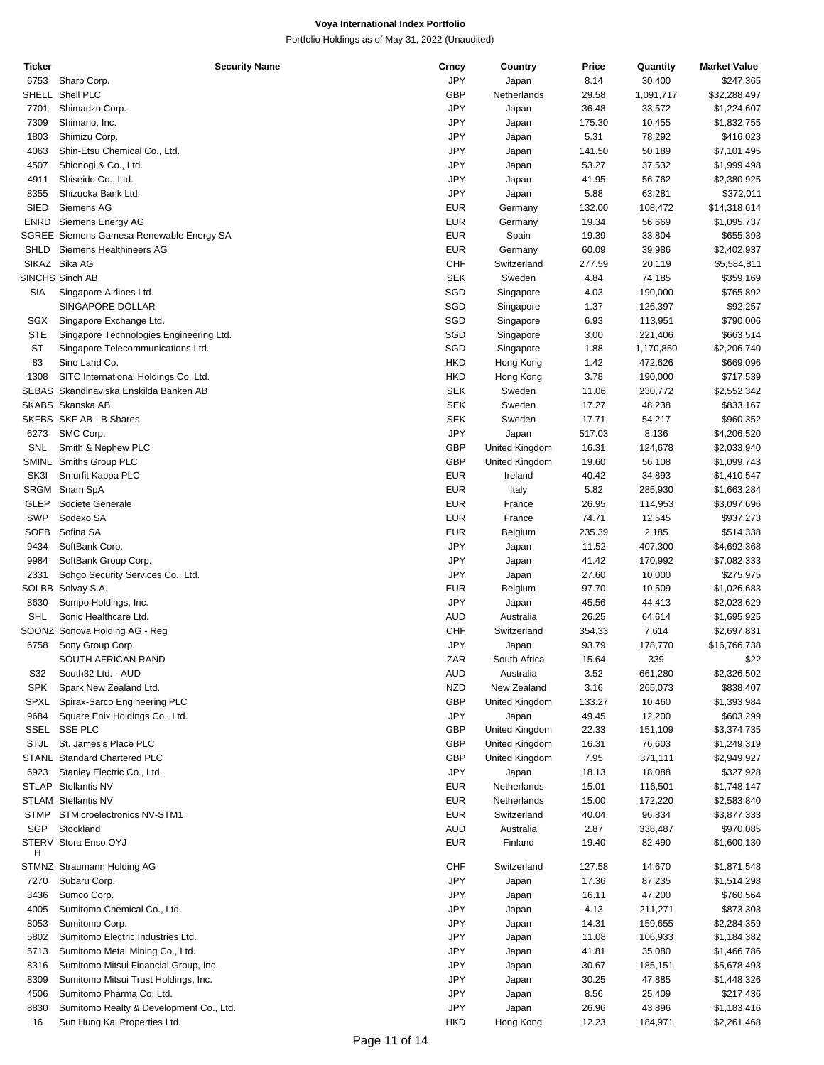**Voya International Index Portfolio**

Portfolio Holdings as of May 31, 2022 (Unaudited)

| Ticker | Security Name | Crncy | Country | Price | Quantity | Market Value |
|---|---|---|---|---|---|---|
| 6753 | Sharp Corp. | JPY | Japan | 8.14 | 30,400 | $247,365 |
| SHELL | Shell PLC | GBP | Netherlands | 29.58 | 1,091,717 | $32,288,497 |
| 7701 | Shimadzu Corp. | JPY | Japan | 36.48 | 33,572 | $1,224,607 |
| 7309 | Shimano, Inc. | JPY | Japan | 175.30 | 10,455 | $1,832,755 |
| 1803 | Shimizu Corp. | JPY | Japan | 5.31 | 78,292 | $416,023 |
| 4063 | Shin-Etsu Chemical Co., Ltd. | JPY | Japan | 141.50 | 50,189 | $7,101,495 |
| 4507 | Shionogi & Co., Ltd. | JPY | Japan | 53.27 | 37,532 | $1,999,498 |
| 4911 | Shiseido Co., Ltd. | JPY | Japan | 41.95 | 56,762 | $2,380,925 |
| 8355 | Shizuoka Bank Ltd. | JPY | Japan | 5.88 | 63,281 | $372,011 |
| SIED | Siemens AG | EUR | Germany | 132.00 | 108,472 | $14,318,614 |
| ENRD | Siemens Energy AG | EUR | Germany | 19.34 | 56,669 | $1,095,737 |
| SGREE | Siemens Gamesa Renewable Energy SA | EUR | Spain | 19.39 | 33,804 | $655,393 |
| SHLD | Siemens Healthineers AG | EUR | Germany | 60.09 | 39,986 | $2,402,937 |
| SIKAZ | Sika AG | CHF | Switzerland | 277.59 | 20,119 | $5,584,811 |
| SINCHS | Sinch AB | SEK | Sweden | 4.84 | 74,185 | $359,169 |
| SIA | Singapore Airlines Ltd. | SGD | Singapore | 4.03 | 190,000 | $765,892 |
| | SINGAPORE DOLLAR | SGD | Singapore | 1.37 | 126,397 | $92,257 |
| SGX | Singapore Exchange Ltd. | SGD | Singapore | 6.93 | 113,951 | $790,006 |
| STE | Singapore Technologies Engineering Ltd. | SGD | Singapore | 3.00 | 221,406 | $663,514 |
| ST | Singapore Telecommunications Ltd. | SGD | Singapore | 1.88 | 1,170,850 | $2,206,740 |
| 83 | Sino Land Co. | HKD | Hong Kong | 1.42 | 472,626 | $669,096 |
| 1308 | SITC International Holdings Co. Ltd. | HKD | Hong Kong | 3.78 | 190,000 | $717,539 |
| SEBAS | Skandinaviska Enskilda Banken AB | SEK | Sweden | 11.06 | 230,772 | $2,552,342 |
| SKABS | Skanska AB | SEK | Sweden | 17.27 | 48,238 | $833,167 |
| SKFBS | SKF AB - B Shares | SEK | Sweden | 17.71 | 54,217 | $960,352 |
| 6273 | SMC Corp. | JPY | Japan | 517.03 | 8,136 | $4,206,520 |
| SNL | Smith & Nephew PLC | GBP | United Kingdom | 16.31 | 124,678 | $2,033,940 |
| SMINL | Smiths Group PLC | GBP | United Kingdom | 19.60 | 56,108 | $1,099,743 |
| SK3I | Smurfit Kappa PLC | EUR | Ireland | 40.42 | 34,893 | $1,410,547 |
| SRGM | Snam SpA | EUR | Italy | 5.82 | 285,930 | $1,663,284 |
| GLEP | Societe Generale | EUR | France | 26.95 | 114,953 | $3,097,696 |
| SWP | Sodexo SA | EUR | France | 74.71 | 12,545 | $937,273 |
| SOFB | Sofina SA | EUR | Belgium | 235.39 | 2,185 | $514,338 |
| 9434 | SoftBank Corp. | JPY | Japan | 11.52 | 407,300 | $4,692,368 |
| 9984 | SoftBank Group Corp. | JPY | Japan | 41.42 | 170,992 | $7,082,333 |
| 2331 | Sohgo Security Services Co., Ltd. | JPY | Japan | 27.60 | 10,000 | $275,975 |
| SOLBB | Solvay S.A. | EUR | Belgium | 97.70 | 10,509 | $1,026,683 |
| 8630 | Sompo Holdings, Inc. | JPY | Japan | 45.56 | 44,413 | $2,023,629 |
| SHL | Sonic Healthcare Ltd. | AUD | Australia | 26.25 | 64,614 | $1,695,925 |
| SOONZ | Sonova Holding AG - Reg | CHF | Switzerland | 354.33 | 7,614 | $2,697,831 |
| 6758 | Sony Group Corp. | JPY | Japan | 93.79 | 178,770 | $16,766,738 |
| | SOUTH AFRICAN RAND | ZAR | South Africa | 15.64 | 339 | $22 |
| S32 | South32 Ltd. - AUD | AUD | Australia | 3.52 | 661,280 | $2,326,502 |
| SPK | Spark New Zealand Ltd. | NZD | New Zealand | 3.16 | 265,073 | $838,407 |
| SPXL | Spirax-Sarco Engineering PLC | GBP | United Kingdom | 133.27 | 10,460 | $1,393,984 |
| 9684 | Square Enix Holdings Co., Ltd. | JPY | Japan | 49.45 | 12,200 | $603,299 |
| SSEL | SSE PLC | GBP | United Kingdom | 22.33 | 151,109 | $3,374,735 |
| STJL | St. James's Place PLC | GBP | United Kingdom | 16.31 | 76,603 | $1,249,319 |
| STANL | Standard Chartered PLC | GBP | United Kingdom | 7.95 | 371,111 | $2,949,927 |
| 6923 | Stanley Electric Co., Ltd. | JPY | Japan | 18.13 | 18,088 | $327,928 |
| STLAP | Stellantis NV | EUR | Netherlands | 15.01 | 116,501 | $1,748,147 |
| STLAM | Stellantis NV | EUR | Netherlands | 15.00 | 172,220 | $2,583,840 |
| STMP | STMicroelectronics NV-STM1 | EUR | Switzerland | 40.04 | 96,834 | $3,877,333 |
| SGP | Stockland | AUD | Australia | 2.87 | 338,487 | $970,085 |
| STERVH | Stora Enso OYJ | EUR | Finland | 19.40 | 82,490 | $1,600,130 |
| STMNZ | Straumann Holding AG | CHF | Switzerland | 127.58 | 14,670 | $1,871,548 |
| 7270 | Subaru Corp. | JPY | Japan | 17.36 | 87,235 | $1,514,298 |
| 3436 | Sumco Corp. | JPY | Japan | 16.11 | 47,200 | $760,564 |
| 4005 | Sumitomo Chemical Co., Ltd. | JPY | Japan | 4.13 | 211,271 | $873,303 |
| 8053 | Sumitomo Corp. | JPY | Japan | 14.31 | 159,655 | $2,284,359 |
| 5802 | Sumitomo Electric Industries Ltd. | JPY | Japan | 11.08 | 106,933 | $1,184,382 |
| 5713 | Sumitomo Metal Mining Co., Ltd. | JPY | Japan | 41.81 | 35,080 | $1,466,786 |
| 8316 | Sumitomo Mitsui Financial Group, Inc. | JPY | Japan | 30.67 | 185,151 | $5,678,493 |
| 8309 | Sumitomo Mitsui Trust Holdings, Inc. | JPY | Japan | 30.25 | 47,885 | $1,448,326 |
| 4506 | Sumitomo Pharma Co. Ltd. | JPY | Japan | 8.56 | 25,409 | $217,436 |
| 8830 | Sumitomo Realty & Development Co., Ltd. | JPY | Japan | 26.96 | 43,896 | $1,183,416 |
| 16 | Sun Hung Kai Properties Ltd. | HKD | Hong Kong | 12.23 | 184,971 | $2,261,468 |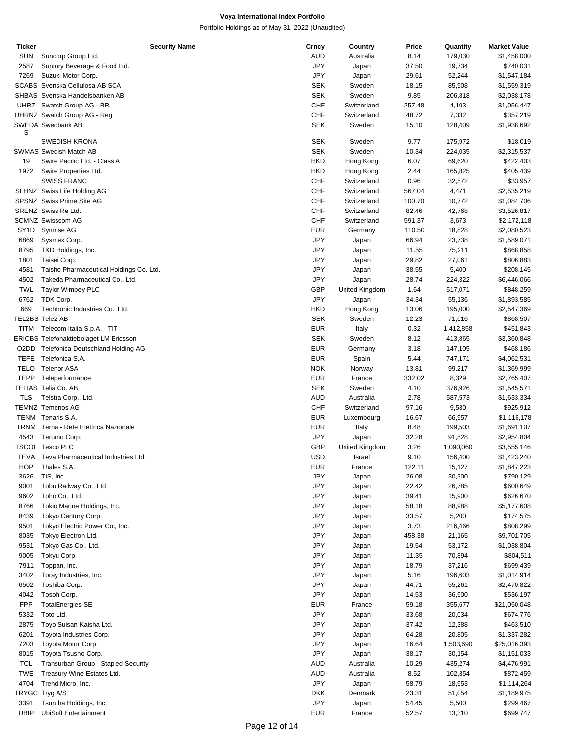**Voya International Index Portfolio**

Portfolio Holdings as of May 31, 2022 (Unaudited)

| Ticker | Security Name | Crncy | Country | Price | Quantity | Market Value |
|---|---|---|---|---|---|---|
| SUN | Suncorp Group Ltd. | AUD | Australia | 8.14 | 179,030 | $1,458,000 |
| 2587 | Suntory Beverage & Food Ltd. | JPY | Japan | 37.50 | 19,734 | $740,031 |
| 7269 | Suzuki Motor Corp. | JPY | Japan | 29.61 | 52,244 | $1,547,184 |
| SCABS | Svenska Cellulosa AB SCA | SEK | Sweden | 18.15 | 85,908 | $1,559,319 |
| SHBAS | Svenska Handelsbanken AB | SEK | Sweden | 9.85 | 206,818 | $2,038,178 |
| UHRZ | Swatch Group AG - BR | CHF | Switzerland | 257.48 | 4,103 | $1,056,447 |
| UHRNZ | Swatch Group AG - Reg | CHF | Switzerland | 48.72 | 7,332 | $357,219 |
| SWEDAS | Swedbank AB | SEK | Sweden | 15.10 | 128,409 | $1,938,692 |
| | SWEDISH KRONA | SEK | Sweden | 9.77 | 175,972 | $18,019 |
| SWMAS | Swedish Match AB | SEK | Sweden | 10.34 | 224,035 | $2,315,537 |
| 19 | Swire Pacific Ltd. - Class A | HKD | Hong Kong | 6.07 | 69,620 | $422,403 |
| 1972 | Swire Properties Ltd. | HKD | Hong Kong | 2.44 | 165,825 | $405,439 |
| | SWISS FRANC | CHF | Switzerland | 0.96 | 32,572 | $33,957 |
| SLHNZ | Swiss Life Holding AG | CHF | Switzerland | 567.04 | 4,471 | $2,535,219 |
| SPSNZ | Swiss Prime Site AG | CHF | Switzerland | 100.70 | 10,772 | $1,084,706 |
| SRENZ | Swiss Re Ltd. | CHF | Switzerland | 82.46 | 42,768 | $3,526,817 |
| SCMNZ | Swisscom AG | CHF | Switzerland | 591.37 | 3,673 | $2,172,118 |
| SY1D | Symrise AG | EUR | Germany | 110.50 | 18,828 | $2,080,523 |
| 6869 | Sysmex Corp. | JPY | Japan | 66.94 | 23,738 | $1,589,071 |
| 8795 | T&D Holdings, Inc. | JPY | Japan | 11.55 | 75,211 | $868,858 |
| 1801 | Taisei Corp. | JPY | Japan | 29.82 | 27,061 | $806,883 |
| 4581 | Taisho Pharmaceutical Holdings Co. Ltd. | JPY | Japan | 38.55 | 5,400 | $208,145 |
| 4502 | Takeda Pharmaceutical Co., Ltd. | JPY | Japan | 28.74 | 224,322 | $6,446,066 |
| TWL | Taylor Wimpey PLC | GBP | United Kingdom | 1.64 | 517,071 | $848,259 |
| 6762 | TDK Corp. | JPY | Japan | 34.34 | 55,136 | $1,893,585 |
| 669 | Techtronic Industries Co., Ltd. | HKD | Hong Kong | 13.06 | 195,000 | $2,547,369 |
| TEL2BS | Tele2 AB | SEK | Sweden | 12.23 | 71,016 | $868,507 |
| TITM | Telecom Italia S.p.A. - TIT | EUR | Italy | 0.32 | 1,412,858 | $451,843 |
| ERICBS | Telefonaktiebolaget LM Ericsson | SEK | Sweden | 8.12 | 413,865 | $3,360,848 |
| O2DD | Telefonica Deutschland Holding AG | EUR | Germany | 3.18 | 147,105 | $468,186 |
| TEFE | Telefonica S.A. | EUR | Spain | 5.44 | 747,171 | $4,062,531 |
| TELO | Telenor ASA | NOK | Norway | 13.81 | 99,217 | $1,369,999 |
| TEPP | Teleperformance | EUR | France | 332.02 | 8,329 | $2,765,407 |
| TELIAS | Telia Co. AB | SEK | Sweden | 4.10 | 376,926 | $1,545,571 |
| TLS | Telstra Corp., Ltd. | AUD | Australia | 2.78 | 587,573 | $1,633,334 |
| TEMNZ | Temenos AG | CHF | Switzerland | 97.16 | 9,530 | $925,912 |
| TENM | Tenaris S.A. | EUR | Luxembourg | 16.67 | 66,957 | $1,116,178 |
| TRNM | Terna - Rete Elettrica Nazionale | EUR | Italy | 8.48 | 199,503 | $1,691,107 |
| 4543 | Terumo Corp. | JPY | Japan | 32.28 | 91,528 | $2,954,804 |
| TSCOL | Tesco PLC | GBP | United Kingdom | 3.26 | 1,090,060 | $3,555,146 |
| TEVA | Teva Pharmaceutical Industries Ltd. | USD | Israel | 9.10 | 156,400 | $1,423,240 |
| HOP | Thales S.A. | EUR | France | 122.11 | 15,127 | $1,847,223 |
| 3626 | TIS, Inc. | JPY | Japan | 26.08 | 30,300 | $790,129 |
| 9001 | Tobu Railway Co., Ltd. | JPY | Japan | 22.42 | 26,785 | $600,649 |
| 9602 | Toho Co., Ltd. | JPY | Japan | 39.41 | 15,900 | $626,670 |
| 8766 | Tokio Marine Holdings, Inc. | JPY | Japan | 58.18 | 88,988 | $5,177,608 |
| 8439 | Tokyo Century Corp. | JPY | Japan | 33.57 | 5,200 | $174,575 |
| 9501 | Tokyo Electric Power Co., Inc. | JPY | Japan | 3.73 | 216,466 | $808,299 |
| 8035 | Tokyo Electron Ltd. | JPY | Japan | 458.38 | 21,165 | $9,701,705 |
| 9531 | Tokyo Gas Co., Ltd. | JPY | Japan | 19.54 | 53,172 | $1,038,804 |
| 9005 | Tokyu Corp. | JPY | Japan | 11.35 | 70,894 | $804,511 |
| 7911 | Toppan, Inc. | JPY | Japan | 18.79 | 37,216 | $699,439 |
| 3402 | Toray Industries, Inc. | JPY | Japan | 5.16 | 196,603 | $1,014,914 |
| 6502 | Toshiba Corp. | JPY | Japan | 44.71 | 55,261 | $2,470,822 |
| 4042 | Tosoh Corp. | JPY | Japan | 14.53 | 36,900 | $536,197 |
| FPP | TotalEnergies SE | EUR | France | 59.18 | 355,677 | $21,050,048 |
| 5332 | Toto Ltd. | JPY | Japan | 33.68 | 20,034 | $674,776 |
| 2875 | Toyo Suisan Kaisha Ltd. | JPY | Japan | 37.42 | 12,388 | $463,510 |
| 6201 | Toyota Industries Corp. | JPY | Japan | 64.28 | 20,805 | $1,337,282 |
| 7203 | Toyota Motor Corp. | JPY | Japan | 16.64 | 1,503,690 | $25,016,393 |
| 8015 | Toyota Tsusho Corp. | JPY | Japan | 38.17 | 30,154 | $1,151,033 |
| TCL | Transurban Group - Stapled Security | AUD | Australia | 10.29 | 435,274 | $4,476,991 |
| TWE | Treasury Wine Estates Ltd. | AUD | Australia | 8.52 | 102,354 | $872,459 |
| 4704 | Trend Micro, Inc. | JPY | Japan | 58.79 | 18,953 | $1,114,264 |
| TRYGC | Tryg A/S | DKK | Denmark | 23.31 | 51,054 | $1,189,975 |
| 3391 | Tsuruha Holdings, Inc. | JPY | Japan | 54.45 | 5,500 | $299,467 |
| UBIP | UbiSoft Entertainment | EUR | France | 52.57 | 13,310 | $699,747 |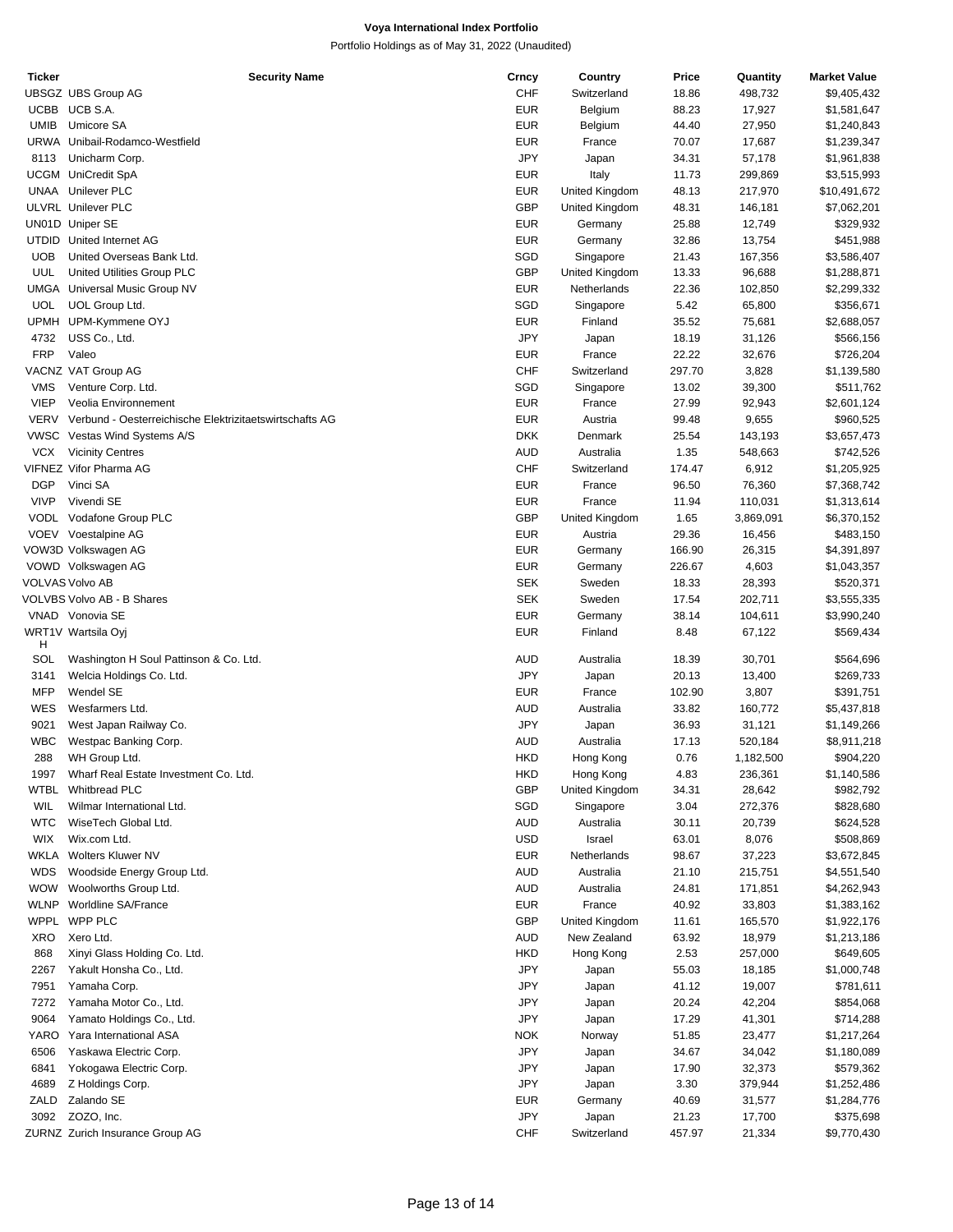**Voya International Index Portfolio**

Portfolio Holdings as of May 31, 2022 (Unaudited)

| Ticker | Security Name | Crncy | Country | Price | Quantity | Market Value |
|---|---|---|---|---|---|---|
| UBSGZ | UBS Group AG | CHF | Switzerland | 18.86 | 498,732 | $9,405,432 |
| UCBB | UCB S.A. | EUR | Belgium | 88.23 | 17,927 | $1,581,647 |
| UMIB | Umicore SA | EUR | Belgium | 44.40 | 27,950 | $1,240,843 |
| URWA | Unibail-Rodamco-Westfield | EUR | France | 70.07 | 17,687 | $1,239,347 |
| 8113 | Unicharm Corp. | JPY | Japan | 34.31 | 57,178 | $1,961,838 |
| UCGM | UniCredit SpA | EUR | Italy | 11.73 | 299,869 | $3,515,993 |
| UNAA | Unilever PLC | EUR | United Kingdom | 48.13 | 217,970 | $10,491,672 |
| ULVRL | Unilever PLC | GBP | United Kingdom | 48.31 | 146,181 | $7,062,201 |
| UN01D | Uniper SE | EUR | Germany | 25.88 | 12,749 | $329,932 |
| UTDID | United Internet AG | EUR | Germany | 32.86 | 13,754 | $451,988 |
| UOB | United Overseas Bank Ltd. | SGD | Singapore | 21.43 | 167,356 | $3,586,407 |
| UUL | United Utilities Group PLC | GBP | United Kingdom | 13.33 | 96,688 | $1,288,871 |
| UMGA | Universal Music Group NV | EUR | Netherlands | 22.36 | 102,850 | $2,299,332 |
| UOL | UOL Group Ltd. | SGD | Singapore | 5.42 | 65,800 | $356,671 |
| UPMH | UPM-Kymmene OYJ | EUR | Finland | 35.52 | 75,681 | $2,688,057 |
| 4732 | USS Co., Ltd. | JPY | Japan | 18.19 | 31,126 | $566,156 |
| FRP | Valeo | EUR | France | 22.22 | 32,676 | $726,204 |
| VACNZ | VAT Group AG | CHF | Switzerland | 297.70 | 3,828 | $1,139,580 |
| VMS | Venture Corp. Ltd. | SGD | Singapore | 13.02 | 39,300 | $511,762 |
| VIEP | Veolia Environnement | EUR | France | 27.99 | 92,943 | $2,601,124 |
| VERV | Verbund - Oesterreichische Elektrizitaetswirtschafts AG | EUR | Austria | 99.48 | 9,655 | $960,525 |
| VWSC | Vestas Wind Systems A/S | DKK | Denmark | 25.54 | 143,193 | $3,657,473 |
| VCX | Vicinity Centres | AUD | Australia | 1.35 | 548,663 | $742,526 |
| VIFNEZ | Vifor Pharma AG | CHF | Switzerland | 174.47 | 6,912 | $1,205,925 |
| DGP | Vinci SA | EUR | France | 96.50 | 76,360 | $7,368,742 |
| VIVP | Vivendi SE | EUR | France | 11.94 | 110,031 | $1,313,614 |
| VODL | Vodafone Group PLC | GBP | United Kingdom | 1.65 | 3,869,091 | $6,370,152 |
| VOEV | Voestalpine AG | EUR | Austria | 29.36 | 16,456 | $483,150 |
| VOW3D | Volkswagen AG | EUR | Germany | 166.90 | 26,315 | $4,391,897 |
| VOWD | Volkswagen AG | EUR | Germany | 226.67 | 4,603 | $1,043,357 |
| VOLVAS | Volvo AB | SEK | Sweden | 18.33 | 28,393 | $520,371 |
| VOLVBS | Volvo AB - B Shares | SEK | Sweden | 17.54 | 202,711 | $3,555,335 |
| VNAD | Vonovia SE | EUR | Germany | 38.14 | 104,611 | $3,990,240 |
| WRT1VH | Wartsila Oyj | EUR | Finland | 8.48 | 67,122 | $569,434 |
| SOL | Washington H Soul Pattinson & Co. Ltd. | AUD | Australia | 18.39 | 30,701 | $564,696 |
| 3141 | Welcia Holdings Co. Ltd. | JPY | Japan | 20.13 | 13,400 | $269,733 |
| MFP | Wendel SE | EUR | France | 102.90 | 3,807 | $391,751 |
| WES | Wesfarmers Ltd. | AUD | Australia | 33.82 | 160,772 | $5,437,818 |
| 9021 | West Japan Railway Co. | JPY | Japan | 36.93 | 31,121 | $1,149,266 |
| WBC | Westpac Banking Corp. | AUD | Australia | 17.13 | 520,184 | $8,911,218 |
| 288 | WH Group Ltd. | HKD | Hong Kong | 0.76 | 1,182,500 | $904,220 |
| 1997 | Wharf Real Estate Investment Co. Ltd. | HKD | Hong Kong | 4.83 | 236,361 | $1,140,586 |
| WTBL | Whitbread PLC | GBP | United Kingdom | 34.31 | 28,642 | $982,792 |
| WIL | Wilmar International Ltd. | SGD | Singapore | 3.04 | 272,376 | $828,680 |
| WTC | WiseTech Global Ltd. | AUD | Australia | 30.11 | 20,739 | $624,528 |
| WIX | Wix.com Ltd. | USD | Israel | 63.01 | 8,076 | $508,869 |
| WKLA | Wolters Kluwer NV | EUR | Netherlands | 98.67 | 37,223 | $3,672,845 |
| WDS | Woodside Energy Group Ltd. | AUD | Australia | 21.10 | 215,751 | $4,551,540 |
| WOW | Woolworths Group Ltd. | AUD | Australia | 24.81 | 171,851 | $4,262,943 |
| WLNP | Worldline SA/France | EUR | France | 40.92 | 33,803 | $1,383,162 |
| WPPL | WPP PLC | GBP | United Kingdom | 11.61 | 165,570 | $1,922,176 |
| XRO | Xero Ltd. | AUD | New Zealand | 63.92 | 18,979 | $1,213,186 |
| 868 | Xinyi Glass Holding Co. Ltd. | HKD | Hong Kong | 2.53 | 257,000 | $649,605 |
| 2267 | Yakult Honsha Co., Ltd. | JPY | Japan | 55.03 | 18,185 | $1,000,748 |
| 7951 | Yamaha Corp. | JPY | Japan | 41.12 | 19,007 | $781,611 |
| 7272 | Yamaha Motor Co., Ltd. | JPY | Japan | 20.24 | 42,204 | $854,068 |
| 9064 | Yamato Holdings Co., Ltd. | JPY | Japan | 17.29 | 41,301 | $714,288 |
| YARO | Yara International ASA | NOK | Norway | 51.85 | 23,477 | $1,217,264 |
| 6506 | Yaskawa Electric Corp. | JPY | Japan | 34.67 | 34,042 | $1,180,089 |
| 6841 | Yokogawa Electric Corp. | JPY | Japan | 17.90 | 32,373 | $579,362 |
| 4689 | Z Holdings Corp. | JPY | Japan | 3.30 | 379,944 | $1,252,486 |
| ZALD | Zalando SE | EUR | Germany | 40.69 | 31,577 | $1,284,776 |
| 3092 | ZOZO, Inc. | JPY | Japan | 21.23 | 17,700 | $375,698 |
| ZURNZ | Zurich Insurance Group AG | CHF | Switzerland | 457.97 | 21,334 | $9,770,430 |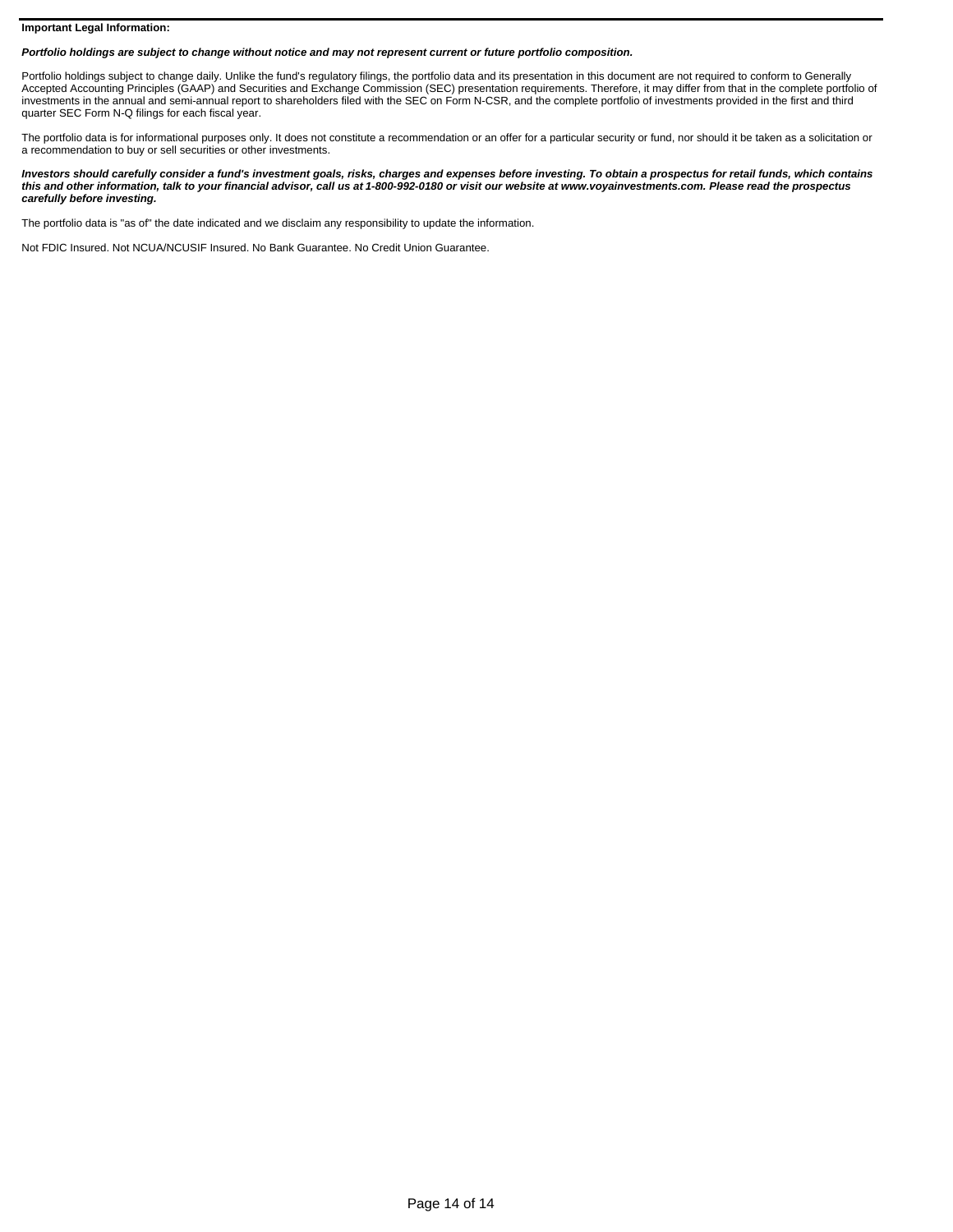**Important Legal Information:**

***Portfolio holdings are subject to change without notice and may not represent current or future portfolio composition.***

Portfolio holdings subject to change daily. Unlike the fund's regulatory filings, the portfolio data and its presentation in this document are not required to conform to Generally Accepted Accounting Principles (GAAP) and Securities and Exchange Commission (SEC) presentation requirements. Therefore, it may differ from that in the complete portfolio of investments in the annual and semi-annual report to shareholders filed with the SEC on Form N-CSR, and the complete portfolio of investments provided in the first and third quarter SEC Form N-Q filings for each fiscal year.

The portfolio data is for informational purposes only. It does not constitute a recommendation or an offer for a particular security or fund, nor should it be taken as a solicitation or a recommendation to buy or sell securities or other investments.

***Investors should carefully consider a fund's investment goals, risks, charges and expenses before investing. To obtain a prospectus for retail funds, which contains this and other information, talk to your financial advisor, call us at 1-800-992-0180 or visit our website at www.voyainvestments.com. Please read the prospectus carefully before investing.***

The portfolio data is "as of" the date indicated and we disclaim any responsibility to update the information.

Not FDIC Insured. Not NCUA/NCUSIF Insured. No Bank Guarantee. No Credit Union Guarantee.